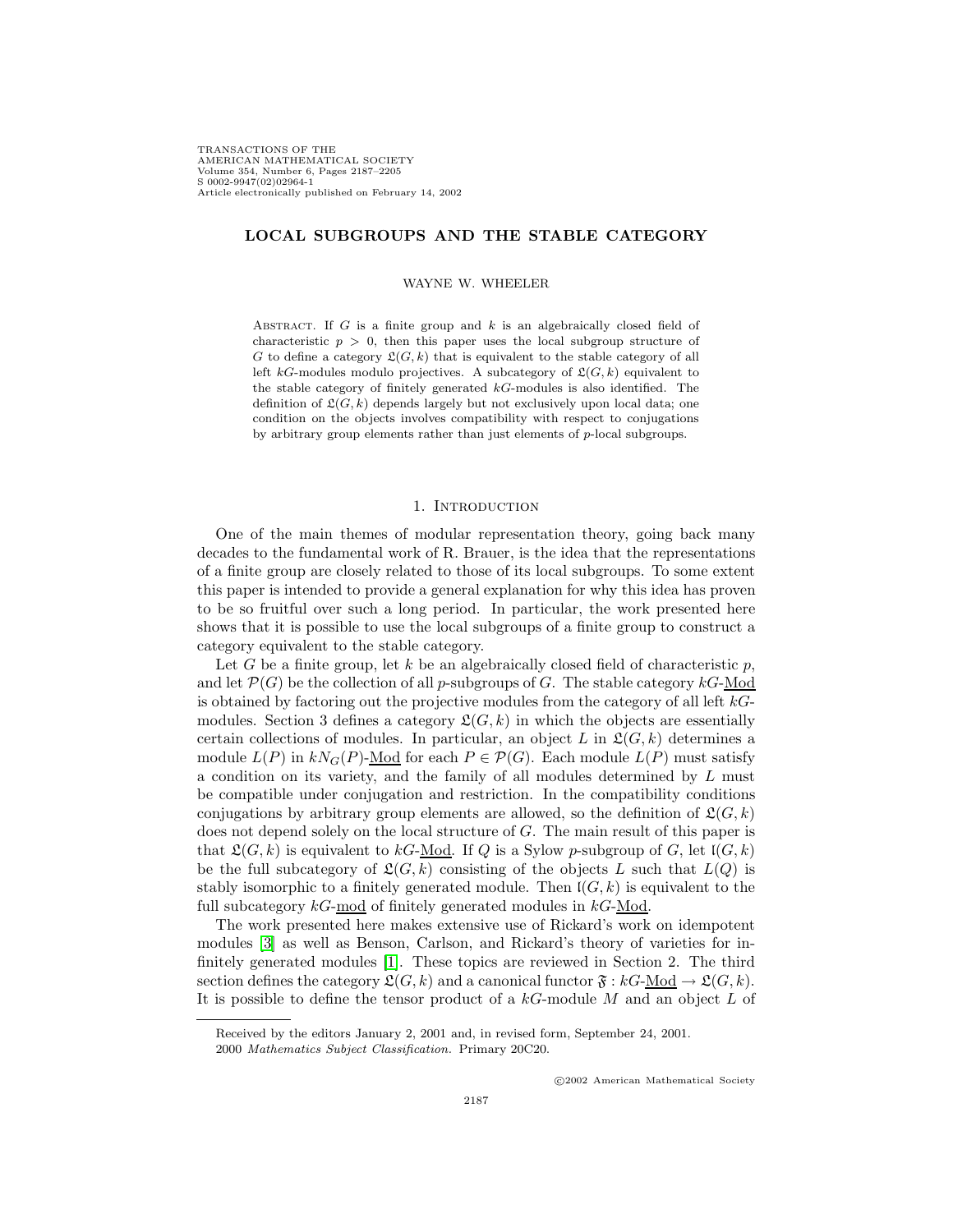# LOCAL SUBGROUPS AND THE STABLE CATEGORY

WAYNE W. WHEELER

Abstract. If $G$ is a finite group and $k$ is an algebraically closed field of characteristic $p > 0$, then this paper uses the local subgroup structure of $G$ to define a category $\mathfrak{L}(G,k)$ that is equivalent to the stable category of all left $kG$-modules modulo projectives. A subcategory of $\mathfrak{L}(G,k)$ equivalent to the stable category of finitely generated $kG$-modules is also identified. The definition of $\mathfrak{L}(G,k)$ depends largely but not exclusively upon local data; one condition on the objects involves compatibility with respect to conjugations by arbitrary group elements rather than just elements of $p$-local subgroups.

## 1. Introduction

One of the main themes of modular representation theory, going back many decades to the fundamental work of R. Brauer, is the idea that the representations of a finite group are closely related to those of its local subgroups. To some extent this paper is intended to provide a general explanation for why this idea has proven to be so fruitful over such a long period. In particular, the work presented here shows that it is possible to use the local subgroups of a finite group to construct a category equivalent to the stable category.

Let $G$ be a finite group, let $k$ be an algebraically closed field of characteristic $p$, and let $\mathcal{P}(G)$ be the collection of all $p$-subgroups of $G$. The stable category $kG\text{-}\underline{\mathrm{Mod}}$ is obtained by factoring out the projective modules from the category of all left $kG$-modules. Section 3 defines a category $\mathfrak{L}(G,k)$ in which the objects are essentially certain collections of modules. In particular, an object $L$ in $\mathfrak{L}(G,k)$ determines a module $L(P)$ in $kN_G(P)\text{-}\underline{\mathrm{Mod}}$ for each $P \in \mathcal{P}(G)$. Each module $L(P)$ must satisfy a condition on its variety, and the family of all modules determined by $L$ must be compatible under conjugation and restriction. In the compatibility conditions conjugations by arbitrary group elements are allowed, so the definition of $\mathfrak{L}(G,k)$ does not depend solely on the local structure of $G$. The main result of this paper is that $\mathfrak{L}(G,k)$ is equivalent to $kG\text{-}\underline{\mathrm{Mod}}$. If $Q$ is a Sylow $p$-subgroup of $G$, let $\mathfrak{l}(G,k)$ be the full subcategory of $\mathfrak{L}(G,k)$ consisting of the objects $L$ such that $L(Q)$ is stably isomorphic to a finitely generated module. Then $\mathfrak{l}(G,k)$ is equivalent to the full subcategory $kG\text{-}\underline{\mathrm{mod}}$ of finitely generated modules in $kG\text{-}\underline{\mathrm{Mod}}$.

The work presented here makes extensive use of Rickard's work on idempotent modules [3] as well as Benson, Carlson, and Rickard's theory of varieties for infinitely generated modules [1]. These topics are reviewed in Section 2. The third section defines the category $\mathfrak{L}(G,k)$ and a canonical functor $\mathfrak{F} : kG\text{-}\underline{\mathrm{Mod}} \to \mathfrak{L}(G,k)$. It is possible to define the tensor product of a $kG$-module $M$ and an object $L$ of

---

Received by the editors January 2, 2001 and, in revised form, September 24, 2001.

2000 *Mathematics Subject Classification.* Primary 20C20.

©2002 American Mathematical Society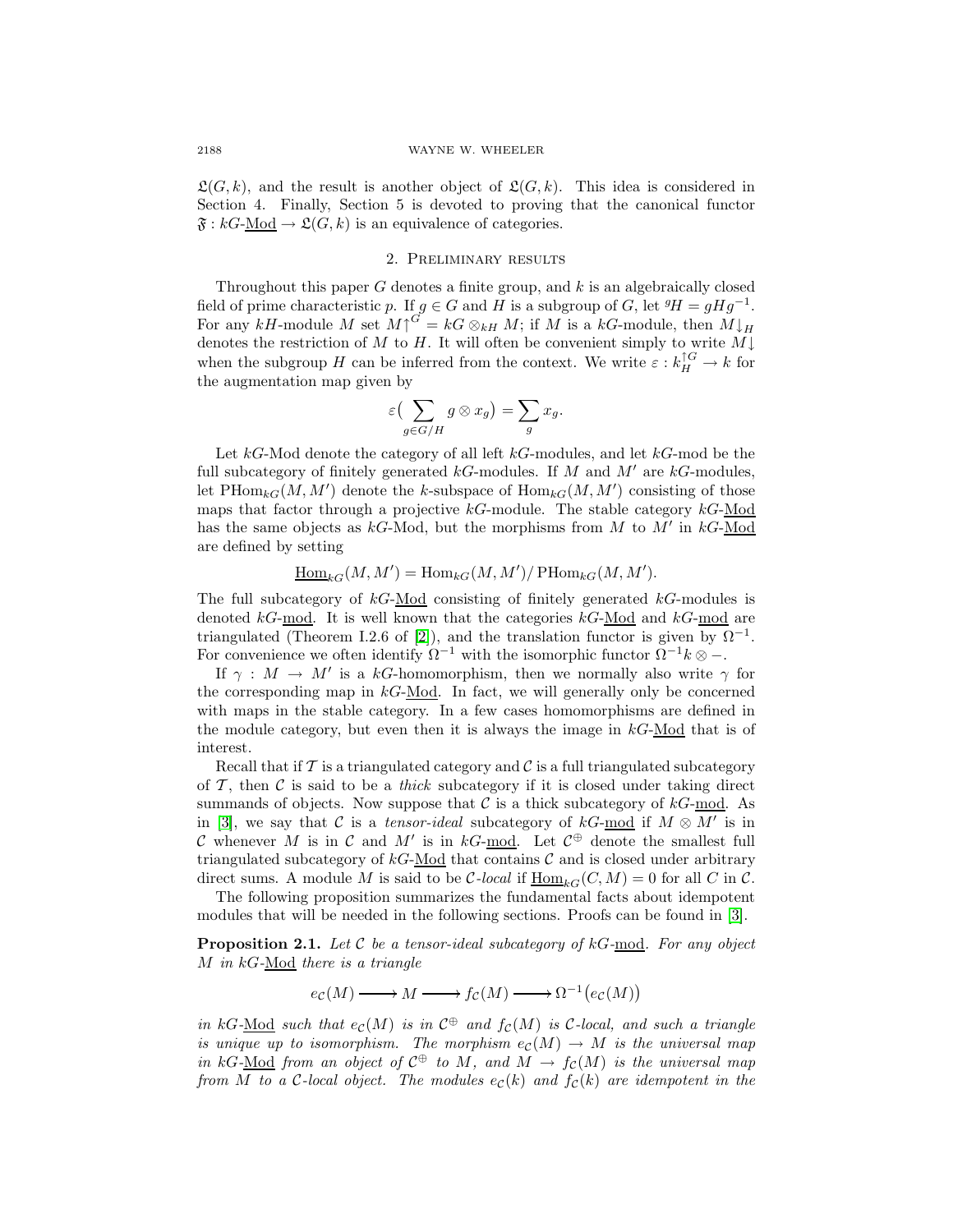$\mathfrak{L}(G,k)$, and the result is another object of $\mathfrak{L}(G,k)$. This idea is considered in Section 4. Finally, Section 5 is devoted to proving that the canonical functor $\mathfrak{F} : kG\text{-}\underline{\text{Mod}} \to \mathfrak{L}(G,k)$ is an equivalence of categories.

## 2. Preliminary results

Throughout this paper $G$ denotes a finite group, and $k$ is an algebraically closed field of prime characteristic $p$. If $g \in G$ and $H$ is a subgroup of $G$, let ${}^gH = gHg^{-1}$. For any $kH$-module $M$ set $M\!\uparrow^G = kG \otimes_{kH} M$; if $M$ is a $kG$-module, then $M\!\downarrow_H$ denotes the restriction of $M$ to $H$. It will often be convenient simply to write $M\!\downarrow$ when the subgroup $H$ can be inferred from the context. We write $\varepsilon : k_H^{\uparrow G} \to k$ for the augmentation map given by

$$\varepsilon\big(\sum_{g \in G/H} g \otimes x_g\big) = \sum_g x_g.$$

Let $kG$-Mod denote the category of all left $kG$-modules, and let $kG$-mod be the full subcategory of finitely generated $kG$-modules. If $M$ and $M'$ are $kG$-modules, let $\operatorname{PHom}_{kG}(M, M')$ denote the $k$-subspace of $\operatorname{Hom}_{kG}(M, M')$ consisting of those maps that factor through a projective $kG$-module. The stable category $kG$-$\underline{\text{Mod}}$ has the same objects as $kG$-Mod, but the morphisms from $M$ to $M'$ in $kG$-$\underline{\text{Mod}}$ are defined by setting

$$\underline{\operatorname{Hom}}_{kG}(M, M') = \operatorname{Hom}_{kG}(M, M')/\operatorname{PHom}_{kG}(M, M').$$

The full subcategory of $kG$-$\underline{\text{Mod}}$ consisting of finitely generated $kG$-modules is denoted $kG$-$\underline{\text{mod}}$. It is well known that the categories $kG$-$\underline{\text{Mod}}$ and $kG$-$\underline{\text{mod}}$ are triangulated (Theorem I.2.6 of [2]), and the translation functor is given by $\Omega^{-1}$. For convenience we often identify $\Omega^{-1}$ with the isomorphic functor $\Omega^{-1}k \otimes -$.

If $\gamma : M \to M'$ is a $kG$-homomorphism, then we normally also write $\gamma$ for the corresponding map in $kG$-$\underline{\text{Mod}}$. In fact, we will generally only be concerned with maps in the stable category. In a few cases homomorphisms are defined in the module category, but even then it is always the image in $kG$-$\underline{\text{Mod}}$ that is of interest.

Recall that if $\mathcal{T}$ is a triangulated category and $\mathcal{C}$ is a full triangulated subcategory of $\mathcal{T}$, then $\mathcal{C}$ is said to be a *thick* subcategory if it is closed under taking direct summands of objects. Now suppose that $\mathcal{C}$ is a thick subcategory of $kG$-$\underline{\text{mod}}$. As in [3], we say that $\mathcal{C}$ is a *tensor-ideal* subcategory of $kG$-$\underline{\text{mod}}$ if $M \otimes M'$ is in $\mathcal{C}$ whenever $M$ is in $\mathcal{C}$ and $M'$ is in $kG$-$\underline{\text{mod}}$. Let $\mathcal{C}^{\oplus}$ denote the smallest full triangulated subcategory of $kG$-$\underline{\text{Mod}}$ that contains $\mathcal{C}$ and is closed under arbitrary direct sums. A module $M$ is said to be $\mathcal{C}$*-local* if $\underline{\operatorname{Hom}}_{kG}(C, M) = 0$ for all $C$ in $\mathcal{C}$.

The following proposition summarizes the fundamental facts about idempotent modules that will be needed in the following sections. Proofs can be found in [3].

**Proposition 2.1.** *Let $\mathcal{C}$ be a tensor-ideal subcategory of $kG$-$\underline{\text{mod}}$. For any object $M$ in $kG$-$\underline{\text{Mod}}$ there is a triangle*

$$e_{\mathcal{C}}(M) \longrightarrow M \longrightarrow f_{\mathcal{C}}(M) \longrightarrow \Omega^{-1}\big(e_{\mathcal{C}}(M)\big)$$

*in $kG$-$\underline{\text{Mod}}$ such that $e_{\mathcal{C}}(M)$ is in $\mathcal{C}^{\oplus}$ and $f_{\mathcal{C}}(M)$ is $\mathcal{C}$-local, and such a triangle is unique up to isomorphism. The morphism $e_{\mathcal{C}}(M) \to M$ is the universal map in $kG$-$\underline{\text{Mod}}$ from an object of $\mathcal{C}^{\oplus}$ to $M$, and $M \to f_{\mathcal{C}}(M)$ is the universal map from $M$ to a $\mathcal{C}$-local object. The modules $e_{\mathcal{C}}(k)$ and $f_{\mathcal{C}}(k)$ are idempotent in the*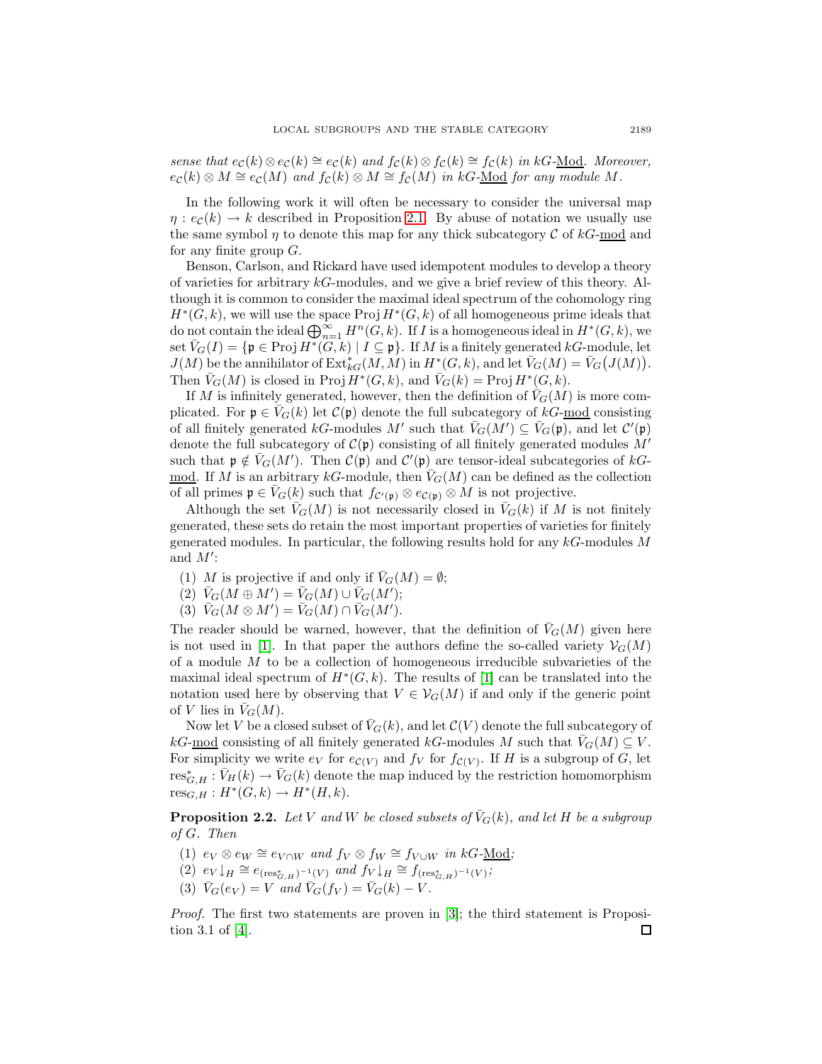*sense that* $e_{\mathcal{C}}(k) \otimes e_{\mathcal{C}}(k) \cong e_{\mathcal{C}}(k)$ *and* $f_{\mathcal{C}}(k) \otimes f_{\mathcal{C}}(k) \cong f_{\mathcal{C}}(k)$ *in* $kG$-$\underline{\mathrm{Mod}}$*. Moreover,* $e_{\mathcal{C}}(k) \otimes M \cong e_{\mathcal{C}}(M)$ *and* $f_{\mathcal{C}}(k) \otimes M \cong f_{\mathcal{C}}(M)$ *in* $kG$-$\underline{\mathrm{Mod}}$ *for any module* $M$*.*

In the following work it will often be necessary to consider the universal map $\eta : e_{\mathcal{C}}(k) \to k$ described in Proposition 2.1. By abuse of notation we usually use the same symbol $\eta$ to denote this map for any thick subcategory $\mathcal{C}$ of $kG$-$\underline{\mathrm{mod}}$ and for any finite group $G$.

Benson, Carlson, and Rickard have used idempotent modules to develop a theory of varieties for arbitrary $kG$-modules, and we give a brief review of this theory. Although it is common to consider the maximal ideal spectrum of the cohomology ring $H^*(G,k)$, we will use the space $\operatorname{Proj} H^*(G,k)$ of all homogeneous prime ideals that do not contain the ideal $\bigoplus_{n=1}^{\infty} H^n(G,k)$. If $I$ is a homogeneous ideal in $H^*(G,k)$, we set $\bar{V}_G(I) = \{\mathfrak{p} \in \operatorname{Proj} H^*(G,k) \mid I \subseteq \mathfrak{p}\}$. If $M$ is a finitely generated $kG$-module, let $J(M)$ be the annihilator of $\operatorname{Ext}^*_{kG}(M,M)$ in $H^*(G,k)$, and let $\bar{V}_G(M) = \bar{V}_G\big(J(M)\big)$. Then $\bar{V}_G(M)$ is closed in $\operatorname{Proj} H^*(G,k)$, and $\bar{V}_G(k) = \operatorname{Proj} H^*(G,k)$.

If $M$ is infinitely generated, however, then the definition of $\bar{V}_G(M)$ is more complicated. For $\mathfrak{p} \in \bar{V}_G(k)$ let $\mathcal{C}(\mathfrak{p})$ denote the full subcategory of $kG$-$\underline{\mathrm{mod}}$ consisting of all finitely generated $kG$-modules $M'$ such that $\bar{V}_G(M') \subseteq \bar{V}_G(\mathfrak{p})$, and let $\mathcal{C}'(\mathfrak{p})$ denote the full subcategory of $\mathcal{C}(\mathfrak{p})$ consisting of all finitely generated modules $M'$ such that $\mathfrak{p} \notin \bar{V}_G(M')$. Then $\mathcal{C}(\mathfrak{p})$ and $\mathcal{C}'(\mathfrak{p})$ are tensor-ideal subcategories of $kG$-$\underline{\mathrm{mod}}$. If $M$ is an arbitrary $kG$-module, then $\bar{V}_G(M)$ can be defined as the collection of all primes $\mathfrak{p} \in \bar{V}_G(k)$ such that $f_{\mathcal{C}'(\mathfrak{p})} \otimes e_{\mathcal{C}(\mathfrak{p})} \otimes M$ is not projective.

Although the set $\bar{V}_G(M)$ is not necessarily closed in $\bar{V}_G(k)$ if $M$ is not finitely generated, these sets do retain the most important properties of varieties for finitely generated modules. In particular, the following results hold for any $kG$-modules $M$ and $M'$:

1. $M$ is projective if and only if $\bar{V}_G(M) = \emptyset$;
2. $\bar{V}_G(M \oplus M') = \bar{V}_G(M) \cup \bar{V}_G(M')$;
3. $\bar{V}_G(M \otimes M') = \bar{V}_G(M) \cap \bar{V}_G(M')$.

The reader should be warned, however, that the definition of $\bar{V}_G(M)$ given here is not used in [1]. In that paper the authors define the so-called variety $\mathcal{V}_G(M)$ of a module $M$ to be a collection of homogeneous irreducible subvarieties of the maximal ideal spectrum of $H^*(G,k)$. The results of [1] can be translated into the notation used here by observing that $V \in \mathcal{V}_G(M)$ if and only if the generic point of $V$ lies in $\bar{V}_G(M)$.

Now let $V$ be a closed subset of $\bar{V}_G(k)$, and let $\mathcal{C}(V)$ denote the full subcategory of $kG$-$\underline{\mathrm{mod}}$ consisting of all finitely generated $kG$-modules $M$ such that $\bar{V}_G(M) \subseteq V$. For simplicity we write $e_V$ for $e_{\mathcal{C}(V)}$ and $f_V$ for $f_{\mathcal{C}(V)}$. If $H$ is a subgroup of $G$, let $\operatorname{res}^*_{G,H} : \bar{V}_H(k) \to \bar{V}_G(k)$ denote the map induced by the restriction homomorphism $\operatorname{res}_{G,H} : H^*(G,k) \to H^*(H,k)$.

**Proposition 2.2.** *Let* $V$ *and* $W$ *be closed subsets of* $\bar{V}_G(k)$*, and let* $H$ *be a subgroup of* $G$*. Then*

1. $e_V \otimes e_W \cong e_{V \cap W}$ *and* $f_V \otimes f_W \cong f_{V \cup W}$ *in* $kG$-$\underline{\mathrm{Mod}}$*;*
2. $e_V{\downarrow_H} \cong e_{(\operatorname{res}^*_{G,H})^{-1}(V)}$ *and* $f_V{\downarrow_H} \cong f_{(\operatorname{res}^*_{G,H})^{-1}(V)}$*;*
3. $\bar{V}_G(e_V) = V$ *and* $\bar{V}_G(f_V) = \bar{V}_G(k) - V$*.*

*Proof.* The first two statements are proven in [3]; the third statement is Proposition 3.1 of [4]. ∎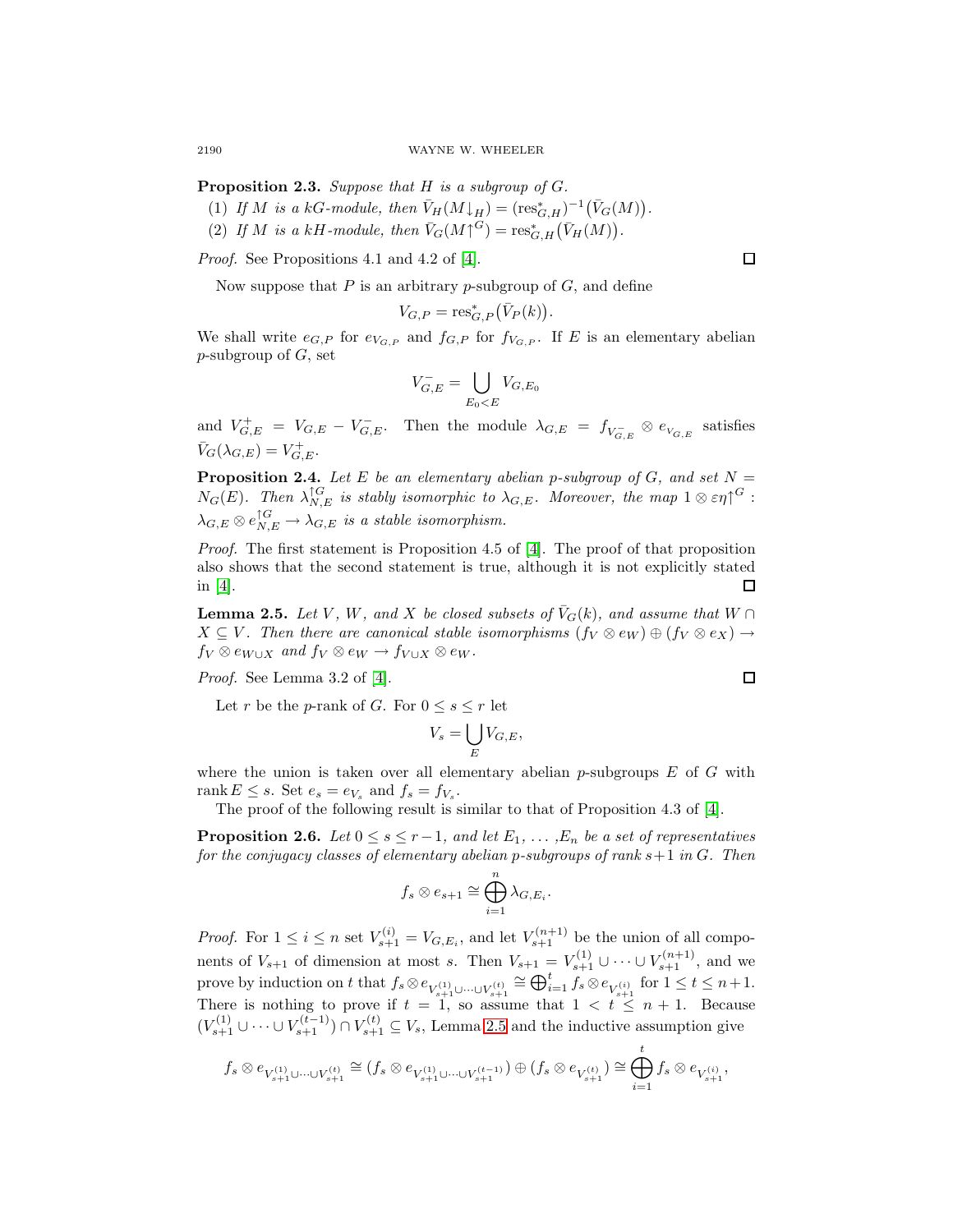**Proposition 2.3.** *Suppose that $H$ is a subgroup of $G$.*

(1) *If $M$ is a $kG$-module, then $\bar{V}_H(M{\downarrow_H}) = (\mathrm{res}^*_{G,H})^{-1}\big(\bar{V}_G(M)\big)$.*

(2) *If $M$ is a $kH$-module, then $\bar{V}_G(M{\uparrow^G}) = \mathrm{res}^*_{G,H}\big(\bar{V}_H(M)\big)$.*

*Proof.* See Propositions 4.1 and 4.2 of [4]. □

Now suppose that $P$ is an arbitrary $p$-subgroup of $G$, and define

$$V_{G,P} = \mathrm{res}^*_{G,P}\big(\bar{V}_P(k)\big).$$

We shall write $e_{G,P}$ for $e_{V_{G,P}}$ and $f_{G,P}$ for $f_{V_{G,P}}$. If $E$ is an elementary abelian $p$-subgroup of $G$, set

$$V^-_{G,E} = \bigcup_{E_0 < E} V_{G,E_0}$$

and $V^+_{G,E} = V_{G,E} - V^-_{G,E}$. Then the module $\lambda_{G,E} = f_{V^-_{G,E}} \otimes e_{V_{G,E}}$ satisfies $\bar{V}_G(\lambda_{G,E}) = V^+_{G,E}$.

**Proposition 2.4.** *Let $E$ be an elementary abelian $p$-subgroup of $G$, and set $N = N_G(E)$. Then $\lambda^{\uparrow G}_{N,E}$ is stably isomorphic to $\lambda_{G,E}$. Moreover, the map $1 \otimes \varepsilon\eta{\uparrow^G} : \lambda_{G,E} \otimes e^{\uparrow G}_{N,E} \to \lambda_{G,E}$ is a stable isomorphism.*

*Proof.* The first statement is Proposition 4.5 of [4]. The proof of that proposition also shows that the second statement is true, although it is not explicitly stated in [4]. □

**Lemma 2.5.** *Let $V$, $W$, and $X$ be closed subsets of $\bar{V}_G(k)$, and assume that $W \cap X \subseteq V$. Then there are canonical stable isomorphisms $(f_V \otimes e_W) \oplus (f_V \otimes e_X) \to f_V \otimes e_{W\cup X}$ and $f_V \otimes e_W \to f_{V\cup X} \otimes e_W$.*

*Proof.* See Lemma 3.2 of [4]. □

Let $r$ be the $p$-rank of $G$. For $0 \leq s \leq r$ let

$$V_s = \bigcup_E V_{G,E},$$

where the union is taken over all elementary abelian $p$-subgroups $E$ of $G$ with $\operatorname{rank} E \leq s$. Set $e_s = e_{V_s}$ and $f_s = f_{V_s}$.

The proof of the following result is similar to that of Proposition 4.3 of [4].

**Proposition 2.6.** *Let $0 \leq s \leq r-1$, and let $E_1, \ldots ,E_n$ be a set of representatives for the conjugacy classes of elementary abelian $p$-subgroups of rank $s+1$ in $G$. Then*

$$f_s \otimes e_{s+1} \cong \bigoplus_{i=1}^n \lambda_{G,E_i}.$$

*Proof.* For $1 \leq i \leq n$ set $V^{(i)}_{s+1} = V_{G,E_i}$, and let $V^{(n+1)}_{s+1}$ be the union of all components of $V_{s+1}$ of dimension at most $s$. Then $V_{s+1} = V^{(1)}_{s+1} \cup \cdots \cup V^{(n+1)}_{s+1}$, and we prove by induction on $t$ that $f_s \otimes e_{V^{(1)}_{s+1}\cup\cdots\cup V^{(t)}_{s+1}} \cong \bigoplus_{i=1}^t f_s \otimes e_{V^{(i)}_{s+1}}$ for $1 \leq t \leq n+1$. There is nothing to prove if $t = 1$, so assume that $1 < t \leq n+1$. Because $(V^{(1)}_{s+1} \cup \cdots \cup V^{(t-1)}_{s+1}) \cap V^{(t)}_{s+1} \subseteq V_s$, Lemma 2.5 and the inductive assumption give

$$f_s \otimes e_{V^{(1)}_{s+1}\cup\cdots\cup V^{(t)}_{s+1}} \cong (f_s \otimes e_{V^{(1)}_{s+1}\cup\cdots\cup V^{(t-1)}_{s+1}}) \oplus (f_s \otimes e_{V^{(t)}_{s+1}}) \cong \bigoplus_{i=1}^t f_s \otimes e_{V^{(i)}_{s+1}},$$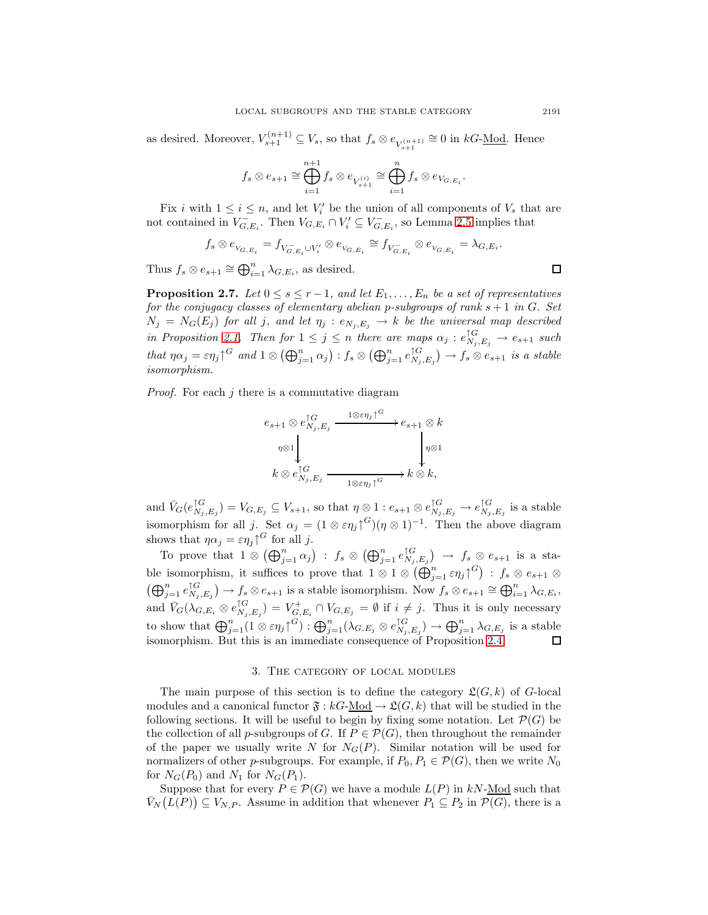as desired. Moreover, $V_{s+1}^{(n+1)} \subseteq V_s$, so that $f_s \otimes e_{V_{s+1}^{(n+1)}} \cong 0$ in $kG$-$\underline{\text{Mod}}$. Hence

$$f_s \otimes e_{s+1} \cong \bigoplus_{i=1}^{n+1} f_s \otimes e_{V_{s+1}^{(i)}} \cong \bigoplus_{i=1}^{n} f_s \otimes e_{V_{G,E_i}}.$$

Fix $i$ with $1 \le i \le n$, and let $V_i'$ be the union of all components of $V_s$ that are not contained in $V_{G,E_i}^-$. Then $V_{G,E_i} \cap V_i' \subseteq V_{G,E_i}^-$, so Lemma 2.5 implies that

$$f_s \otimes e_{V_{G,E_i}} = f_{V_{G,E_i}^- \cup V_i'} \otimes e_{V_{G,E_i}} \cong f_{V_{G,E_i}^-} \otimes e_{V_{G,E_i}} = \lambda_{G,E_i}.$$

Thus $f_s \otimes e_{s+1} \cong \bigoplus_{i=1}^{n} \lambda_{G,E_i}$, as desired. □

**Proposition 2.7.** *Let $0 \le s \le r-1$, and let $E_1, \dots, E_n$ be a set of representatives for the conjugacy classes of elementary abelian $p$-subgroups of rank $s+1$ in $G$. Set $N_j = N_G(E_j)$ for all $j$, and let $\eta_j : e_{N_j,E_j} \to k$ be the universal map described in Proposition 2.1. Then for $1 \le j \le n$ there are maps $\alpha_j : e_{N_j,E_j}^{\uparrow G} \to e_{s+1}$ such that $\eta\alpha_j = \varepsilon\eta_j{\uparrow^G}$ and $1 \otimes \left(\bigoplus_{j=1}^n \alpha_j\right) : f_s \otimes \left(\bigoplus_{j=1}^n e_{N_j,E_j}^{\uparrow G}\right) \to f_s \otimes e_{s+1}$ is a stable isomorphism.*

*Proof.* For each $j$ there is a commutative diagram

$$\begin{array}{ccc} e_{s+1} \otimes e_{N_j,E_j}^{\uparrow G} & \xrightarrow{1\otimes\varepsilon\eta_j{\uparrow^G}} & e_{s+1} \otimes k \\ \Big\downarrow{\scriptstyle \eta\otimes 1} & & \Big\downarrow{\scriptstyle \eta\otimes 1} \\ k \otimes e_{N_j,E_j}^{\uparrow G} & \xrightarrow[1\otimes\varepsilon\eta_j{\uparrow^G}]{} & k \otimes k, \end{array}$$

and $\bar{V}_G(e_{N_j,E_j}^{\uparrow G}) = V_{G,E_j} \subseteq V_{s+1}$, so that $\eta \otimes 1 : e_{s+1} \otimes e_{N_j,E_j}^{\uparrow G} \to e_{N_j,E_j}^{\uparrow G}$ is a stable isomorphism for all $j$. Set $\alpha_j = (1 \otimes \varepsilon\eta_j{\uparrow^G})(\eta \otimes 1)^{-1}$. Then the above diagram shows that $\eta\alpha_j = \varepsilon\eta_j{\uparrow^G}$ for all $j$.

To prove that $1 \otimes \left(\bigoplus_{j=1}^n \alpha_j\right) : f_s \otimes \left(\bigoplus_{j=1}^n e_{N_j,E_j}^{\uparrow G}\right) \to f_s \otimes e_{s+1}$ is a stable isomorphism, it suffices to prove that $1 \otimes 1 \otimes \left(\bigoplus_{j=1}^n \varepsilon\eta_j{\uparrow^G}\right) : f_s \otimes e_{s+1} \otimes \left(\bigoplus_{j=1}^n e_{N_j,E_j}^{\uparrow G}\right) \to f_s \otimes e_{s+1}$ is a stable isomorphism. Now $f_s \otimes e_{s+1} \cong \bigoplus_{i=1}^n \lambda_{G,E_i}$, and $\bar{V}_G(\lambda_{G,E_i} \otimes e_{N_j,E_j}^{\uparrow G}) = V_{G,E_i}^+ \cap V_{G,E_j} = \emptyset$ if $i \ne j$. Thus it is only necessary to show that $\bigoplus_{j=1}^n (1 \otimes \varepsilon\eta_j{\uparrow^G}) : \bigoplus_{j=1}^n (\lambda_{G,E_j} \otimes e_{N_j,E_j}^{\uparrow G}) \to \bigoplus_{j=1}^n \lambda_{G,E_j}$ is a stable isomorphism. But this is an immediate consequence of Proposition 2.4. □

## 3. The category of local modules

The main purpose of this section is to define the category $\mathfrak{L}(G,k)$ of $G$-local modules and a canonical functor $\mathfrak{F} : kG\text{-}\underline{\text{Mod}} \to \mathfrak{L}(G,k)$ that will be studied in the following sections. It will be useful to begin by fixing some notation. Let $\mathcal{P}(G)$ be the collection of all $p$-subgroups of $G$. If $P \in \mathcal{P}(G)$, then throughout the remainder of the paper we usually write $N$ for $N_G(P)$. Similar notation will be used for normalizers of other $p$-subgroups. For example, if $P_0, P_1 \in \mathcal{P}(G)$, then we write $N_0$ for $N_G(P_0)$ and $N_1$ for $N_G(P_1)$.

Suppose that for every $P \in \mathcal{P}(G)$ we have a module $L(P)$ in $kN$-$\underline{\text{Mod}}$ such that $\bar{V}_N\big(L(P)\big) \subseteq V_{N,P}$. Assume in addition that whenever $P_1 \subseteq P_2$ in $\mathcal{P}(G)$, there is a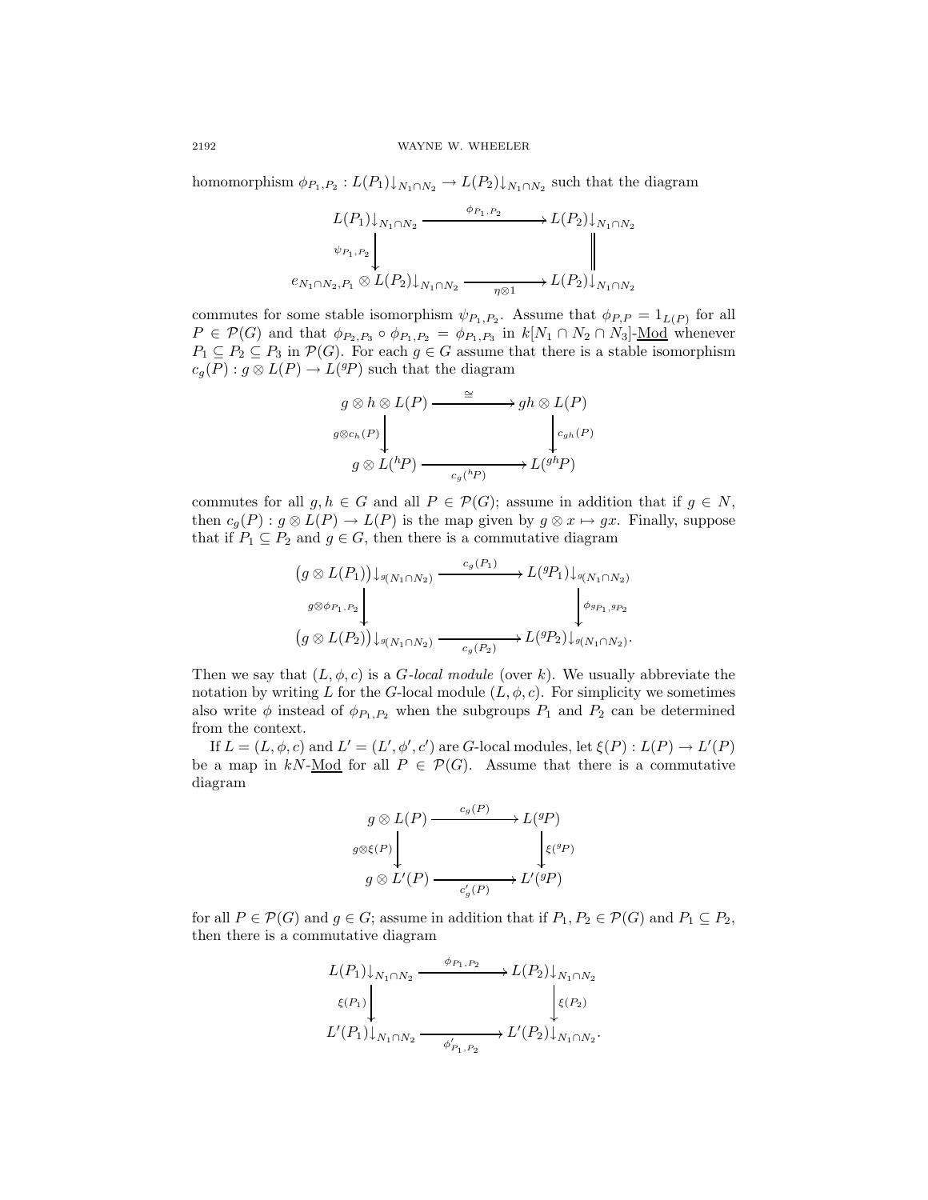homomorphism $\phi_{P_1,P_2} : L(P_1)\downarrow_{N_1 \cap N_2} \to L(P_2)\downarrow_{N_1 \cap N_2}$ such that the diagram

$$\begin{array}{ccc} L(P_1)\downarrow_{N_1 \cap N_2} & \xrightarrow{\phi_{P_1,P_2}} & L(P_2)\downarrow_{N_1 \cap N_2} \\ \downarrow \psi_{P_1,P_2} & & \| \\ e_{N_1 \cap N_2, P_1} \otimes L(P_2)\downarrow_{N_1 \cap N_2} & \xrightarrow[\eta \otimes 1]{} & L(P_2)\downarrow_{N_1 \cap N_2} \end{array}$$

commutes for some stable isomorphism $\psi_{P_1,P_2}$. Assume that $\phi_{P,P} = 1_{L(P)}$ for all $P \in \mathcal{P}(G)$ and that $\phi_{P_2,P_3} \circ \phi_{P_1,P_2} = \phi_{P_1,P_3}$ in $k[N_1 \cap N_2 \cap N_3]$-$\underline{\text{Mod}}$ whenever $P_1 \subseteq P_2 \subseteq P_3$ in $\mathcal{P}(G)$. For each $g \in G$ assume that there is a stable isomorphism $c_g(P) : g \otimes L(P) \to L({}^gP)$ such that the diagram

$$\begin{array}{ccc} g \otimes h \otimes L(P) & \xrightarrow{\cong} & gh \otimes L(P) \\ \downarrow g \otimes c_h(P) & & \downarrow c_{gh}(P) \\ g \otimes L({}^hP) & \xrightarrow[c_g({}^hP)]{} & L({}^{gh}P) \end{array}$$

commutes for all $g, h \in G$ and all $P \in \mathcal{P}(G)$; assume in addition that if $g \in N$, then $c_g(P) : g \otimes L(P) \to L(P)$ is the map given by $g \otimes x \mapsto gx$. Finally, suppose that if $P_1 \subseteq P_2$ and $g \in G$, then there is a commutative diagram

$$\begin{array}{ccc} \big(g \otimes L(P_1)\big)\downarrow_{{}^g(N_1 \cap N_2)} & \xrightarrow{c_g(P_1)} & L({}^gP_1)\downarrow_{{}^g(N_1 \cap N_2)} \\ \downarrow g \otimes \phi_{P_1,P_2} & & \downarrow \phi_{{}^gP_1,{}^gP_2} \\ \big(g \otimes L(P_2)\big)\downarrow_{{}^g(N_1 \cap N_2)} & \xrightarrow[c_g(P_2)]{} & L({}^gP_2)\downarrow_{{}^g(N_1 \cap N_2)}. \end{array}$$

Then we say that $(L, \phi, c)$ is a *G-local module* (over $k$). We usually abbreviate the notation by writing $L$ for the $G$-local module $(L, \phi, c)$. For simplicity we sometimes also write $\phi$ instead of $\phi_{P_1,P_2}$ when the subgroups $P_1$ and $P_2$ can be determined from the context.

If $L = (L, \phi, c)$ and $L' = (L', \phi', c')$ are $G$-local modules, let $\xi(P) : L(P) \to L'(P)$ be a map in $kN$-$\underline{\text{Mod}}$ for all $P \in \mathcal{P}(G)$. Assume that there is a commutative diagram

$$\begin{array}{ccc} g \otimes L(P) & \xrightarrow{c_g(P)} & L({}^gP) \\ \downarrow g \otimes \xi(P) & & \downarrow \xi({}^gP) \\ g \otimes L'(P) & \xrightarrow[c'_g(P)]{} & L'({}^gP) \end{array}$$

for all $P \in \mathcal{P}(G)$ and $g \in G$; assume in addition that if $P_1, P_2 \in \mathcal{P}(G)$ and $P_1 \subseteq P_2$, then there is a commutative diagram

$$\begin{array}{ccc} L(P_1)\downarrow_{N_1 \cap N_2} & \xrightarrow{\phi_{P_1,P_2}} & L(P_2)\downarrow_{N_1 \cap N_2} \\ \downarrow \xi(P_1) & & \downarrow \xi(P_2) \\ L'(P_1)\downarrow_{N_1 \cap N_2} & \xrightarrow[\phi'_{P_1,P_2}]{} & L'(P_2)\downarrow_{N_1 \cap N_2}. \end{array}$$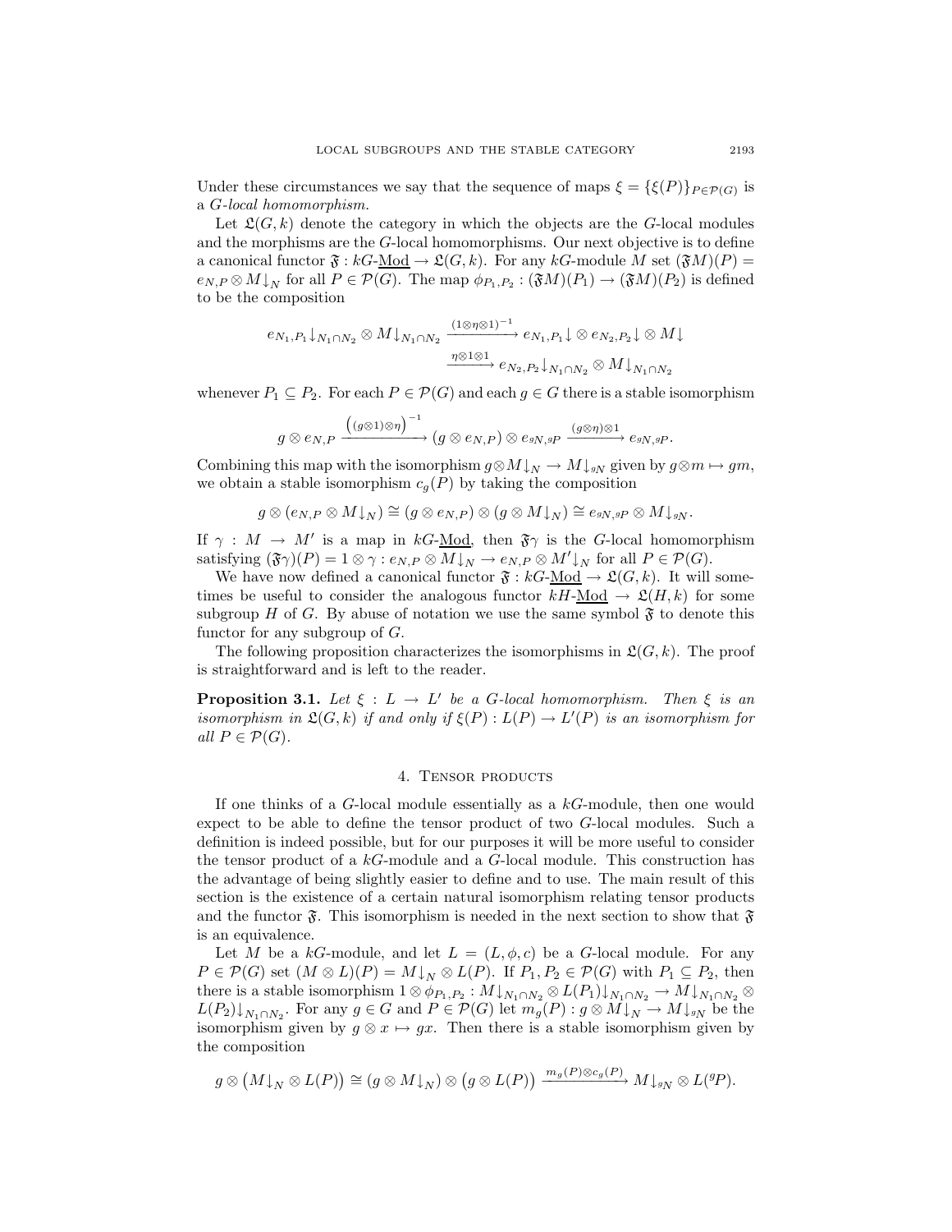Under these circumstances we say that the sequence of maps $\xi = \{\xi(P)\}_{P\in\mathcal{P}(G)}$ is a *G-local homomorphism.*

Let $\mathfrak{L}(G,k)$ denote the category in which the objects are the $G$-local modules and the morphisms are the $G$-local homomorphisms. Our next objective is to define a canonical functor $\mathfrak{F} : kG\text{-}\underline{\mathrm{Mod}} \to \mathfrak{L}(G,k)$. For any $kG$-module $M$ set $(\mathfrak{F}M)(P) = e_{N,P} \otimes M{\downarrow_N}$ for all $P \in \mathcal{P}(G)$. The map $\phi_{P_1,P_2} : (\mathfrak{F}M)(P_1) \to (\mathfrak{F}M)(P_2)$ is defined to be the composition

$$e_{N_1,P_1}{\downarrow_{N_1\cap N_2}} \otimes M{\downarrow_{N_1\cap N_2}} \xrightarrow{(1\otimes\eta\otimes 1)^{-1}} e_{N_1,P_1}{\downarrow} \otimes e_{N_2,P_2}{\downarrow} \otimes M{\downarrow}$$
$$\xrightarrow{\eta\otimes 1\otimes 1} e_{N_2,P_2}{\downarrow_{N_1\cap N_2}} \otimes M{\downarrow_{N_1\cap N_2}}$$

whenever $P_1 \subseteq P_2$. For each $P \in \mathcal{P}(G)$ and each $g \in G$ there is a stable isomorphism

$$g \otimes e_{N,P} \xrightarrow{\left((g\otimes 1)\otimes\eta\right)^{-1}} (g\otimes e_{N,P}) \otimes e_{{}^gN,{}^gP} \xrightarrow{(g\otimes\eta)\otimes 1} e_{{}^gN,{}^gP}.$$

Combining this map with the isomorphism $g\otimes M{\downarrow_N} \to M{\downarrow_{{}^gN}}$ given by $g\otimes m \mapsto gm$, we obtain a stable isomorphism $c_g(P)$ by taking the composition

$$g \otimes (e_{N,P} \otimes M{\downarrow_N}) \cong (g\otimes e_{N,P}) \otimes (g\otimes M{\downarrow_N}) \cong e_{{}^gN,{}^gP} \otimes M{\downarrow_{{}^gN}}.$$

If $\gamma : M \to M'$ is a map in $kG\text{-}\underline{\mathrm{Mod}}$, then $\mathfrak{F}\gamma$ is the $G$-local homomorphism satisfying $(\mathfrak{F}\gamma)(P) = 1\otimes\gamma : e_{N,P}\otimes M{\downarrow_N} \to e_{N,P}\otimes M'{\downarrow_N}$ for all $P \in \mathcal{P}(G)$.

We have now defined a canonical functor $\mathfrak{F} : kG\text{-}\underline{\mathrm{Mod}} \to \mathfrak{L}(G,k)$. It will sometimes be useful to consider the analogous functor $kH\text{-}\underline{\mathrm{Mod}} \to \mathfrak{L}(H,k)$ for some subgroup $H$ of $G$. By abuse of notation we use the same symbol $\mathfrak{F}$ to denote this functor for any subgroup of $G$.

The following proposition characterizes the isomorphisms in $\mathfrak{L}(G,k)$. The proof is straightforward and is left to the reader.

**Proposition 3.1.** *Let $\xi : L \to L'$ be a $G$-local homomorphism. Then $\xi$ is an isomorphism in $\mathfrak{L}(G,k)$ if and only if $\xi(P) : L(P) \to L'(P)$ is an isomorphism for all $P \in \mathcal{P}(G)$.*

## 4. Tensor products

If one thinks of a $G$-local module essentially as a $kG$-module, then one would expect to be able to define the tensor product of two $G$-local modules. Such a definition is indeed possible, but for our purposes it will be more useful to consider the tensor product of a $kG$-module and a $G$-local module. This construction has the advantage of being slightly easier to define and to use. The main result of this section is the existence of a certain natural isomorphism relating tensor products and the functor $\mathfrak{F}$. This isomorphism is needed in the next section to show that $\mathfrak{F}$ is an equivalence.

Let $M$ be a $kG$-module, and let $L = (L,\phi,c)$ be a $G$-local module. For any $P \in \mathcal{P}(G)$ set $(M\otimes L)(P) = M{\downarrow_N} \otimes L(P)$. If $P_1, P_2 \in \mathcal{P}(G)$ with $P_1 \subseteq P_2$, then there is a stable isomorphism $1\otimes\phi_{P_1,P_2} : M{\downarrow_{N_1\cap N_2}} \otimes L(P_1){\downarrow_{N_1\cap N_2}} \to M{\downarrow_{N_1\cap N_2}} \otimes L(P_2){\downarrow_{N_1\cap N_2}}$. For any $g \in G$ and $P \in \mathcal{P}(G)$ let $m_g(P) : g\otimes M{\downarrow_N} \to M{\downarrow_{{}^gN}}$ be the isomorphism given by $g\otimes x \mapsto gx$. Then there is a stable isomorphism given by the composition

$$g \otimes \big(M{\downarrow_N} \otimes L(P)\big) \cong (g\otimes M{\downarrow_N}) \otimes \big(g\otimes L(P)\big) \xrightarrow{m_g(P)\otimes c_g(P)} M{\downarrow_{{}^gN}} \otimes L({}^gP).$$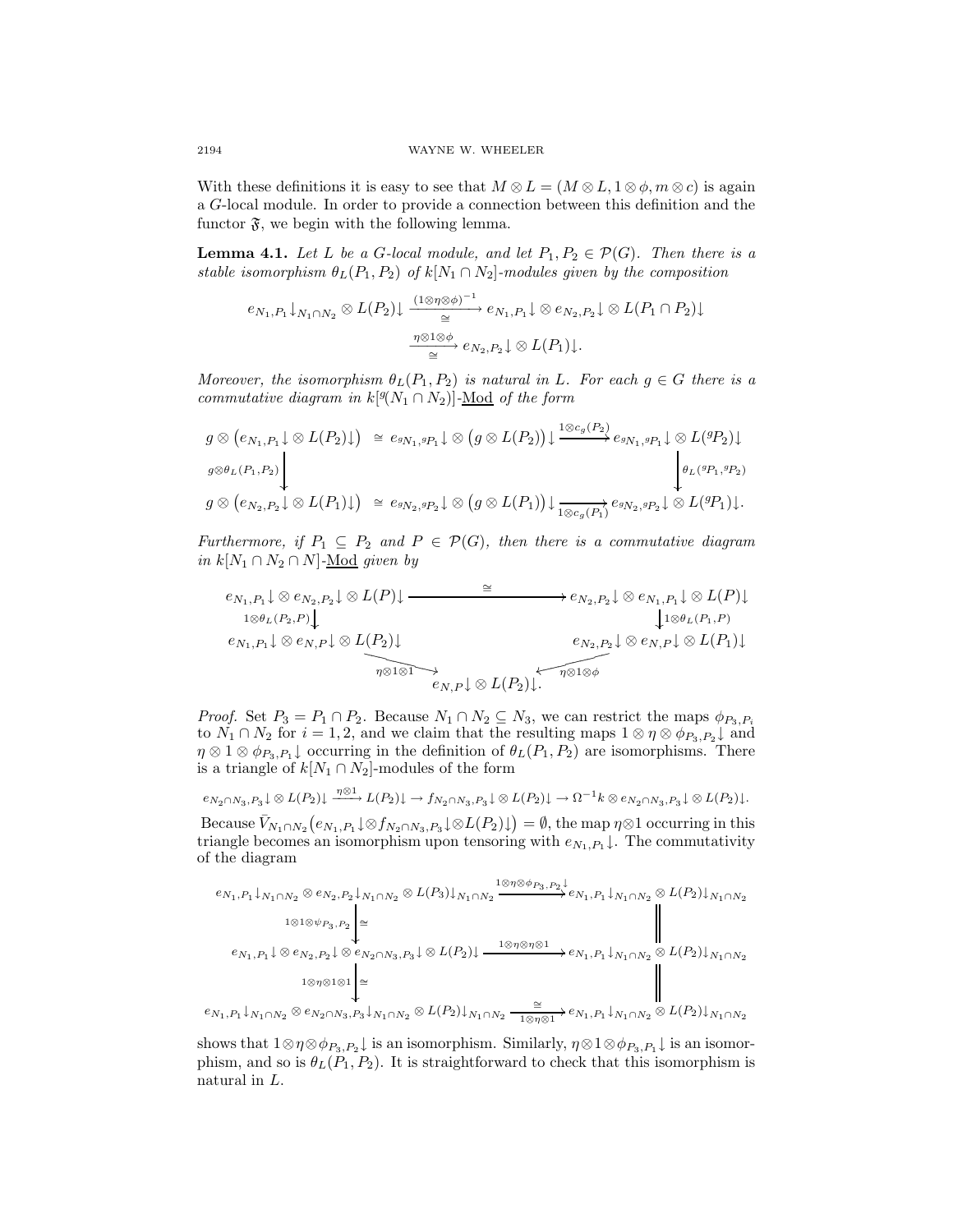With these definitions it is easy to see that $M \otimes L = (M \otimes L, 1 \otimes \phi, m \otimes c)$ is again a $G$-local module. In order to provide a connection between this definition and the functor $\mathfrak{F}$, we begin with the following lemma.

**Lemma 4.1.** *Let $L$ be a $G$-local module, and let $P_1, P_2 \in \mathcal{P}(G)$. Then there is a stable isomorphism $\theta_L(P_1, P_2)$ of $k[N_1 \cap N_2]$-modules given by the composition*

$$e_{N_1,P_1}{\downarrow}_{N_1\cap N_2} \otimes L(P_2){\downarrow} \xrightarrow[\cong]{(1\otimes\eta\otimes\phi)^{-1}} e_{N_1,P_1}{\downarrow} \otimes e_{N_2,P_2}{\downarrow} \otimes L(P_1 \cap P_2){\downarrow}$$
$$\xrightarrow[\cong]{\eta\otimes 1\otimes\phi} e_{N_2,P_2}{\downarrow} \otimes L(P_1){\downarrow}.$$

*Moreover, the isomorphism $\theta_L(P_1, P_2)$ is natural in $L$. For each $g \in G$ there is a commutative diagram in $k[{}^g(N_1 \cap N_2)]$-$\underline{\mathrm{Mod}}$ of the form*

$$\begin{array}{ccccc}
g \otimes \big(e_{N_1,P_1}{\downarrow} \otimes L(P_2){\downarrow}\big) & \cong & e_{{}^gN_1,{}^gP_1}{\downarrow} \otimes \big(g \otimes L(P_2)\big){\downarrow} & \xrightarrow{1\otimes c_g(P_2)} & e_{{}^gN_1,{}^gP_1}{\downarrow} \otimes L({}^gP_2){\downarrow} \\
\Big\downarrow{\scriptstyle g\otimes\theta_L(P_1,P_2)} & & & & \Big\downarrow{\scriptstyle \theta_L({}^gP_1,{}^gP_2)} \\
g \otimes \big(e_{N_2,P_2}{\downarrow} \otimes L(P_1){\downarrow}\big) & \cong & e_{{}^gN_2,{}^gP_2}{\downarrow} \otimes \big(g \otimes L(P_1)\big){\downarrow} & \xrightarrow[1\otimes c_g(P_1)]{} & e_{{}^gN_2,{}^gP_2}{\downarrow} \otimes L({}^gP_1){\downarrow}.
\end{array}$$

*Furthermore, if $P_1 \subseteq P_2$ and $P \in \mathcal{P}(G)$, then there is a commutative diagram in $k[N_1 \cap N_2 \cap N]$-$\underline{\mathrm{Mod}}$ given by*

$$\begin{array}{ccc}
e_{N_1,P_1}{\downarrow} \otimes e_{N_2,P_2}{\downarrow} \otimes L(P){\downarrow} & \xrightarrow{\cong} & e_{N_2,P_2}{\downarrow} \otimes e_{N_1,P_1}{\downarrow} \otimes L(P){\downarrow} \\
\Big\downarrow{\scriptstyle 1\otimes\theta_L(P_2,P)} & & \Big\downarrow{\scriptstyle 1\otimes\theta_L(P_1,P)} \\
e_{N_1,P_1}{\downarrow} \otimes e_{N,P}{\downarrow} \otimes L(P_2){\downarrow} & & e_{N_2,P_2}{\downarrow} \otimes e_{N,P}{\downarrow} \otimes L(P_1){\downarrow} \\
& \searrow{\scriptstyle \eta\otimes 1\otimes 1} \quad e_{N,P}{\downarrow} \otimes L(P_2){\downarrow}. \quad \swarrow{\scriptstyle \eta\otimes 1\otimes\phi} &
\end{array}$$

*Proof.* Set $P_3 = P_1 \cap P_2$. Because $N_1 \cap N_2 \subseteq N_3$, we can restrict the maps $\phi_{P_3,P_i}$ to $N_1 \cap N_2$ for $i = 1, 2$, and we claim that the resulting maps $1 \otimes \eta \otimes \phi_{P_3,P_2}{\downarrow}$ and $\eta \otimes 1 \otimes \phi_{P_3,P_1}{\downarrow}$ occurring in the definition of $\theta_L(P_1, P_2)$ are isomorphisms. There is a triangle of $k[N_1 \cap N_2]$-modules of the form

$$e_{N_2\cap N_3,P_3}{\downarrow} \otimes L(P_2){\downarrow} \xrightarrow{\eta\otimes 1} L(P_2){\downarrow} \to f_{N_2\cap N_3,P_3}{\downarrow} \otimes L(P_2){\downarrow} \to \Omega^{-1}k \otimes e_{N_2\cap N_3,P_3}{\downarrow} \otimes L(P_2){\downarrow}.$$

Because $\bar{V}_{N_1\cap N_2}\big(e_{N_1,P_1}{\downarrow} \otimes f_{N_2\cap N_3,P_3}{\downarrow} \otimes L(P_2){\downarrow}\big) = \emptyset$, the map $\eta\otimes 1$ occurring in this triangle becomes an isomorphism upon tensoring with $e_{N_1,P_1}{\downarrow}$. The commutativity of the diagram

$$\begin{array}{ccc}
e_{N_1,P_1}{\downarrow}_{N_1\cap N_2} \otimes e_{N_2,P_2}{\downarrow}_{N_1\cap N_2} \otimes L(P_3){\downarrow}_{N_1\cap N_2} & \xrightarrow{1\otimes\eta\otimes\phi_{P_3,P_2}{\downarrow}} & e_{N_1,P_1}{\downarrow}_{N_1\cap N_2} \otimes L(P_2){\downarrow}_{N_1\cap N_2} \\
\Big\downarrow{\scriptstyle 1\otimes 1\otimes\psi_{P_3,P_2}}\ \cong & & \Big\| \\
e_{N_1,P_1}{\downarrow} \otimes e_{N_2,P_2}{\downarrow} \otimes e_{N_2\cap N_3,P_3}{\downarrow} \otimes L(P_2){\downarrow} & \xrightarrow{1\otimes\eta\otimes\eta\otimes 1} & e_{N_1,P_1}{\downarrow}_{N_1\cap N_2} \otimes L(P_2){\downarrow}_{N_1\cap N_2} \\
\Big\downarrow{\scriptstyle 1\otimes\eta\otimes 1\otimes 1}\ \cong & & \Big\| \\
e_{N_1,P_1}{\downarrow}_{N_1\cap N_2} \otimes e_{N_2\cap N_3,P_3}{\downarrow}_{N_1\cap N_2} \otimes L(P_2){\downarrow}_{N_1\cap N_2} & \xrightarrow[1\otimes\eta\otimes 1]{\cong} & e_{N_1,P_1}{\downarrow}_{N_1\cap N_2} \otimes L(P_2){\downarrow}_{N_1\cap N_2}
\end{array}$$

shows that $1\otimes\eta\otimes\phi_{P_3,P_2}{\downarrow}$ is an isomorphism. Similarly, $\eta\otimes 1\otimes\phi_{P_3,P_1}{\downarrow}$ is an isomorphism, and so is $\theta_L(P_1, P_2)$. It is straightforward to check that this isomorphism is natural in $L$.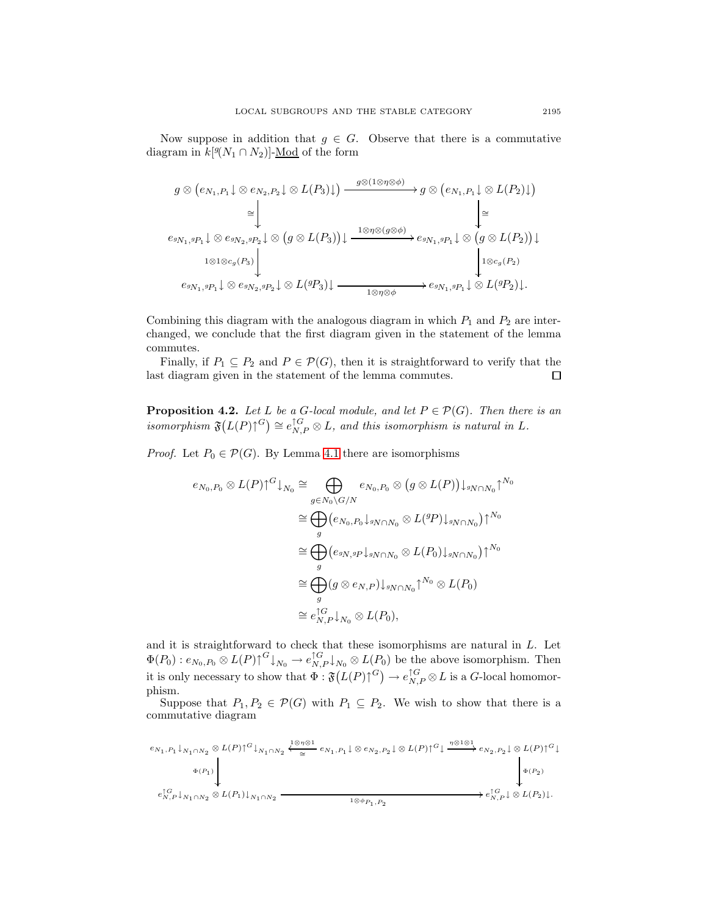Now suppose in addition that $g \in G$. Observe that there is a commutative diagram in $k[{}^g(N_1 \cap N_2)]$-$\underline{\text{Mod}}$ of the form

$$\begin{array}{ccc}
g \otimes \big(e_{N_1,P_1}\!\downarrow \otimes\, e_{N_2,P_2}\!\downarrow \otimes\, L(P_3)\!\downarrow\big) & \xrightarrow{g\otimes(1\otimes\eta\otimes\phi)} & g \otimes \big(e_{N_1,P_1}\!\downarrow \otimes\, L(P_2)\!\downarrow\big) \\
\cong\big\downarrow & & \big\downarrow\cong \\
e_{{}^gN_1,{}^gP_1}\!\downarrow \otimes\, e_{{}^gN_2,{}^gP_2}\!\downarrow \otimes \big(g \otimes L(P_3)\big)\!\downarrow & \xrightarrow{1\otimes\eta\otimes(g\otimes\phi)} & e_{{}^gN_1,{}^gP_1}\!\downarrow \otimes \big(g \otimes L(P_2)\big)\!\downarrow \\
{\scriptstyle 1\otimes 1\otimes c_g(P_3)}\big\downarrow & & \big\downarrow{\scriptstyle 1\otimes c_g(P_2)} \\
e_{{}^gN_1,{}^gP_1}\!\downarrow \otimes\, e_{{}^gN_2,{}^gP_2}\!\downarrow \otimes\, L({}^gP_3)\!\downarrow & \xrightarrow{1\otimes\eta\otimes\phi} & e_{{}^gN_1,{}^gP_1}\!\downarrow \otimes\, L({}^gP_2)\!\downarrow.
\end{array}$$

Combining this diagram with the analogous diagram in which $P_1$ and $P_2$ are interchanged, we conclude that the first diagram given in the statement of the lemma commutes.

Finally, if $P_1 \subseteq P_2$ and $P \in \mathcal{P}(G)$, then it is straightforward to verify that the last diagram given in the statement of the lemma commutes. □

**Proposition 4.2.** *Let $L$ be a $G$-local module, and let $P \in \mathcal{P}(G)$. Then there is an isomorphism $\mathfrak{F}\big(L(P)\!\uparrow^G\big) \cong e_{N,P}^{\uparrow G} \otimes L$, and this isomorphism is natural in $L$.*

*Proof.* Let $P_0 \in \mathcal{P}(G)$. By Lemma 4.1 there are isomorphisms

$$\begin{aligned}
e_{N_0,P_0} \otimes L(P)\!\uparrow^G\!\downarrow_{N_0} &\cong \bigoplus_{g \in N_0\backslash G/N} e_{N_0,P_0} \otimes \big(g \otimes L(P)\big)\!\downarrow_{{}^gN\cap N_0}\!\uparrow^{N_0} \\
&\cong \bigoplus_g \big(e_{N_0,P_0}\!\downarrow_{{}^gN\cap N_0} \otimes L({}^gP)\!\downarrow_{{}^gN\cap N_0}\big)\!\uparrow^{N_0} \\
&\cong \bigoplus_g \big(e_{{}^gN,{}^gP}\!\downarrow_{{}^gN\cap N_0} \otimes L(P_0)\!\downarrow_{{}^gN\cap N_0}\big)\!\uparrow^{N_0} \\
&\cong \bigoplus_g (g \otimes e_{N,P})\!\downarrow_{{}^gN\cap N_0}\!\uparrow^{N_0} \otimes L(P_0) \\
&\cong e_{N,P}^{\uparrow G}\!\downarrow_{N_0} \otimes L(P_0),
\end{aligned}$$

and it is straightforward to check that these isomorphisms are natural in $L$. Let $\Phi(P_0) : e_{N_0,P_0} \otimes L(P)\!\uparrow^G\!\downarrow_{N_0} \to e_{N,P}^{\uparrow G}\!\downarrow_{N_0} \otimes L(P_0)$ be the above isomorphism. Then it is only necessary to show that $\Phi : \mathfrak{F}\big(L(P)\!\uparrow^G\big) \to e_{N,P}^{\uparrow G} \otimes L$ is a $G$-local homomorphism.

Suppose that $P_1, P_2 \in \mathcal{P}(G)$ with $P_1 \subseteq P_2$. We wish to show that there is a commutative diagram

$$\begin{array}{ccccc}
e_{N_1,P_1}\!\downarrow_{N_1\cap N_2} \otimes L(P)\!\uparrow^G\!\downarrow_{N_1\cap N_2} & \underset{\cong}{\xleftarrow{1\otimes\eta\otimes 1}} & e_{N_1,P_1}\!\downarrow \otimes\, e_{N_2,P_2}\!\downarrow \otimes\, L(P)\!\uparrow^G\!\downarrow & \xrightarrow{\eta\otimes 1\otimes 1} & e_{N_2,P_2}\!\downarrow \otimes\, L(P)\!\uparrow^G\!\downarrow \\
{\scriptstyle \Phi(P_1)}\big\downarrow & & & & \big\downarrow{\scriptstyle \Phi(P_2)} \\
e_{N,P}^{\uparrow G}\!\downarrow_{N_1\cap N_2} \otimes L(P_1)\!\downarrow_{N_1\cap N_2} & & \xrightarrow{\quad 1\otimes\phi_{P_1,P_2} \quad} & & e_{N,P}^{\uparrow G}\!\downarrow \otimes\, L(P_2)\!\downarrow.
\end{array}$$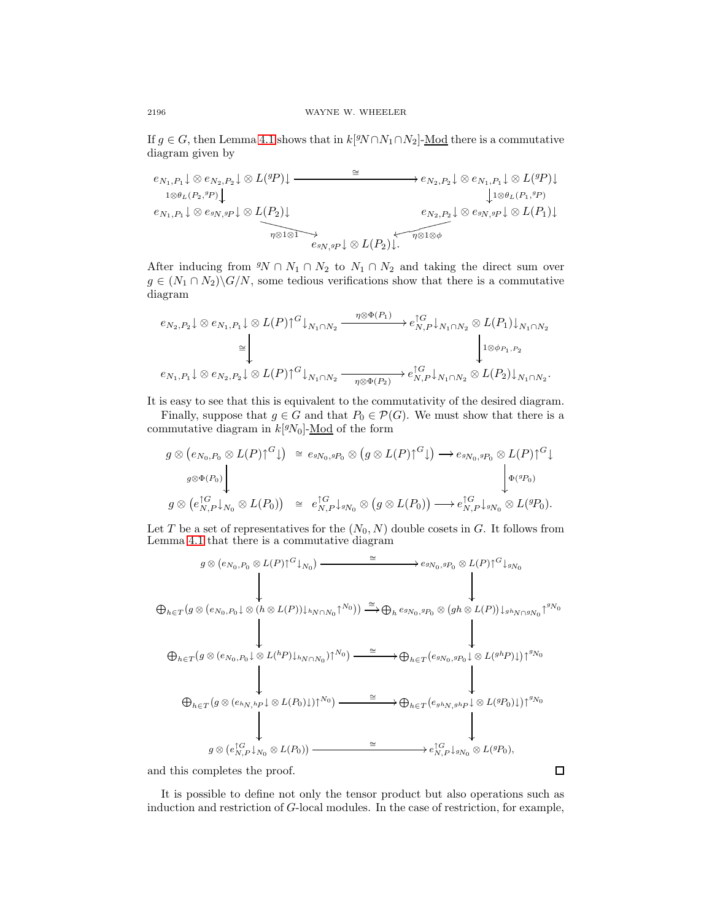If $g \in G$, then Lemma 4.1 shows that in $k[{}^gN \cap N_1 \cap N_2]$-Mod there is a commutative diagram given by

$$
\begin{array}{ccc}
e_{N_1,P_1}\!\downarrow \otimes\, e_{N_2,P_2}\!\downarrow \otimes\, L({}^gP)\!\downarrow & \xrightarrow{\quad\cong\quad} & e_{N_2,P_2}\!\downarrow \otimes\, e_{N_1,P_1}\!\downarrow \otimes\, L({}^gP)\!\downarrow \\
\Big\downarrow {\scriptstyle 1\otimes\theta_L(P_2,{}^gP)} & & \Big\downarrow {\scriptstyle 1\otimes\theta_L(P_1,{}^gP)} \\
e_{N_1,P_1}\!\downarrow \otimes\, e_{{}^gN,{}^gP}\!\downarrow \otimes\, L(P_2)\!\downarrow & & e_{N_2,P_2}\!\downarrow \otimes\, e_{{}^gN,{}^gP}\!\downarrow \otimes\, L(P_1)\!\downarrow \\
& \searrow^{\eta\otimes 1\otimes 1} \quad e_{{}^gN,{}^gP}\!\downarrow \otimes\, L(P_2)\!\downarrow. \quad {}^{\eta\otimes 1\otimes\phi}\swarrow &
\end{array}
$$

After inducing from ${}^gN \cap N_1 \cap N_2$ to $N_1 \cap N_2$ and taking the direct sum over $g \in (N_1 \cap N_2)\backslash G/N$, some tedious verifications show that there is a commutative diagram

$$
\begin{array}{ccc}
e_{N_2,P_2}\!\downarrow \otimes\, e_{N_1,P_1}\!\downarrow \otimes\, L(P)\!\uparrow^G\!\downarrow_{N_1\cap N_2} & \xrightarrow{\eta\otimes\Phi(P_1)} & e_{N,P}^{\uparrow G}\!\downarrow_{N_1\cap N_2} \otimes\, L(P_1)\!\downarrow_{N_1\cap N_2} \\
\Big\downarrow {\scriptstyle\cong} & & \Big\downarrow {\scriptstyle 1\otimes\phi_{P_1,P_2}} \\
e_{N_1,P_1}\!\downarrow \otimes\, e_{N_2,P_2}\!\downarrow \otimes\, L(P)\!\uparrow^G\!\downarrow_{N_1\cap N_2} & \xrightarrow[\eta\otimes\Phi(P_2)]{} & e_{N,P}^{\uparrow G}\!\downarrow_{N_1\cap N_2} \otimes\, L(P_2)\!\downarrow_{N_1\cap N_2}.
\end{array}
$$

It is easy to see that this is equivalent to the commutativity of the desired diagram.

Finally, suppose that $g \in G$ and that $P_0 \in \mathcal{P}(G)$. We must show that there is a commutative diagram in $k[{}^gN_0]$-Mod of the form

$$
\begin{array}{ccccc}
g \otimes \big(e_{N_0,P_0} \otimes L(P)\!\uparrow^G\!\downarrow\big) & \cong & e_{{}^gN_0,{}^gP_0} \otimes \big(g \otimes L(P)\!\uparrow^G\!\downarrow\big) & \longrightarrow & e_{{}^gN_0,{}^gP_0} \otimes L(P)\!\uparrow^G\!\downarrow \\
\Big\downarrow {\scriptstyle g\otimes\Phi(P_0)} & & & & \Big\downarrow {\scriptstyle\Phi({}^gP_0)} \\
g \otimes \big(e_{N,P}^{\uparrow G}\!\downarrow_{N_0} \otimes L(P_0)\big) & \cong & e_{N,P}^{\uparrow G}\!\downarrow_{{}^gN_0} \otimes \big(g \otimes L(P_0)\big) & \longrightarrow & e_{N,P}^{\uparrow G}\!\downarrow_{{}^gN_0} \otimes L({}^gP_0).
\end{array}
$$

Let $T$ be a set of representatives for the $(N_0, N)$ double cosets in $G$. It follows from Lemma 4.1 that there is a commutative diagram

$$
\begin{array}{ccc}
g \otimes \big(e_{N_0,P_0} \otimes L(P)\!\uparrow^G\!\downarrow_{N_0}\big) & \xrightarrow{\quad\cong\quad} & e_{{}^gN_0,{}^gP_0} \otimes L(P)\!\uparrow^G\!\downarrow_{{}^gN_0} \\
\Big\downarrow & & \Big\downarrow \\
\bigoplus_{h\in T}\big(g \otimes (e_{N_0,P_0}\!\downarrow \otimes (h \otimes L(P))\!\downarrow_{{}^hN\cap N_0}\!\uparrow^{N_0})\big) & \xrightarrow{\cong} & \bigoplus_h e_{{}^gN_0,{}^gP_0} \otimes (gh \otimes L(P))\!\downarrow_{{}^{gh}N\cap{}^gN_0}\!\uparrow^{{}^gN_0} \\
\Big\downarrow & & \Big\downarrow \\
\bigoplus_{h\in T}\big(g \otimes (e_{N_0,P_0}\!\downarrow \otimes L({}^hP)\!\downarrow_{{}^hN\cap N_0})\!\uparrow^{N_0}\big) & \xrightarrow{\quad\cong\quad} & \bigoplus_{h\in T}\big(e_{{}^gN_0,{}^gP_0}\!\downarrow \otimes L({}^{gh}P)\!\downarrow\big)\!\uparrow^{{}^gN_0} \\
\Big\downarrow & & \Big\downarrow \\
\bigoplus_{h\in T}\big(g \otimes (e_{{}^hN,{}^hP}\!\downarrow \otimes L(P_0)\!\downarrow)\!\uparrow^{N_0}\big) & \xrightarrow{\quad\cong\quad} & \bigoplus_{h\in T}\big(e_{{}^{gh}N,{}^{gh}P}\!\downarrow \otimes L({}^gP_0)\!\downarrow\big)\!\uparrow^{{}^gN_0} \\
\Big\downarrow & & \Big\downarrow \\
g \otimes \big(e_{N,P}^{\uparrow G}\!\downarrow_{N_0} \otimes L(P_0)\big) & \xrightarrow{\quad\cong\quad} & e_{N,P}^{\uparrow G}\!\downarrow_{{}^gN_0} \otimes L({}^gP_0),
\end{array}
$$

and this completes the proof. □

It is possible to define not only the tensor product but also operations such as induction and restriction of $G$-local modules. In the case of restriction, for example,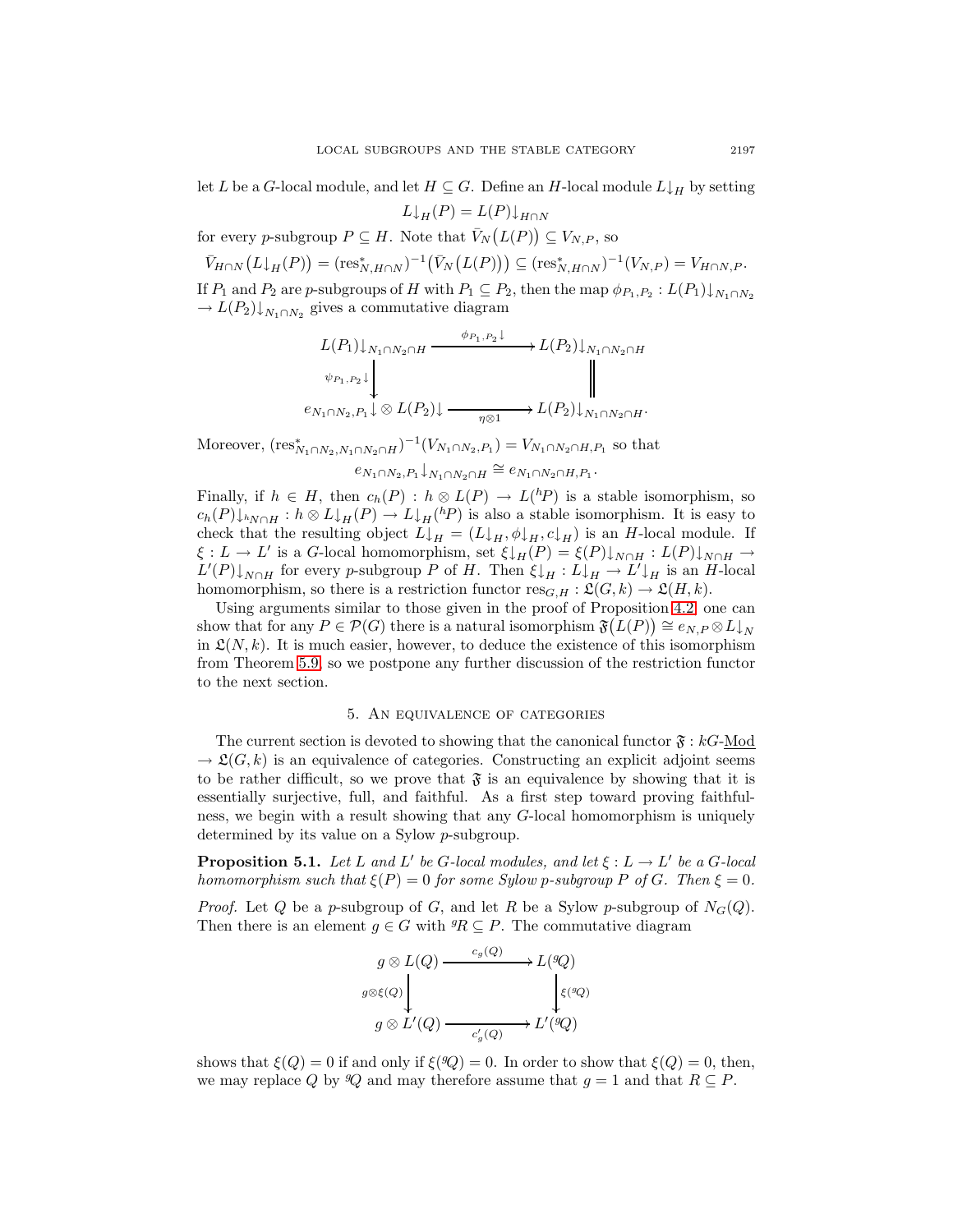let $L$ be a $G$-local module, and let $H \subseteq G$. Define an $H$-local module $L{\downarrow}_H$ by setting

$$L{\downarrow}_H(P) = L(P){\downarrow}_{H\cap N}$$

for every $p$-subgroup $P \subseteq H$. Note that $\bar{V}_N\big(L(P)\big) \subseteq V_{N,P}$, so

$$\bar{V}_{H\cap N}\big(L{\downarrow}_H(P)\big) = (\mathrm{res}^*_{N,H\cap N})^{-1}\big(\bar{V}_N\big(L(P)\big)\big) \subseteq (\mathrm{res}^*_{N,H\cap N})^{-1}(V_{N,P}) = V_{H\cap N,P}.$$

If $P_1$ and $P_2$ are $p$-subgroups of $H$ with $P_1 \subseteq P_2$, then the map $\phi_{P_1,P_2} : L(P_1){\downarrow}_{N_1\cap N_2} \to L(P_2){\downarrow}_{N_1\cap N_2}$ gives a commutative diagram

$$\begin{array}{ccc}
L(P_1){\downarrow}_{N_1\cap N_2\cap H} & \xrightarrow{\phi_{P_1,P_2}\downarrow} & L(P_2){\downarrow}_{N_1\cap N_2\cap H} \\
\Big\downarrow{\scriptstyle \psi_{P_1,P_2}\downarrow} & & \Big\| \\
e_{N_1\cap N_2,P_1}{\downarrow} \otimes L(P_2){\downarrow} & \xrightarrow[\eta\otimes 1]{} & L(P_2){\downarrow}_{N_1\cap N_2\cap H}.
\end{array}$$

Moreover, $(\mathrm{res}^*_{N_1\cap N_2,N_1\cap N_2\cap H})^{-1}(V_{N_1\cap N_2,P_1}) = V_{N_1\cap N_2\cap H,P_1}$ so that

$$e_{N_1\cap N_2,P_1}{\downarrow}_{N_1\cap N_2\cap H} \cong e_{N_1\cap N_2\cap H,P_1}.$$

Finally, if $h \in H$, then $c_h(P) : h \otimes L(P) \to L({}^hP)$ is a stable isomorphism, so $c_h(P){\downarrow}_{{}^hN\cap H} : h \otimes L{\downarrow}_H(P) \to L{\downarrow}_H({}^hP)$ is also a stable isomorphism. It is easy to check that the resulting object $L{\downarrow}_H = (L{\downarrow}_H, \phi{\downarrow}_H, c{\downarrow}_H)$ is an $H$-local module. If $\xi : L \to L'$ is a $G$-local homomorphism, set $\xi{\downarrow}_H(P) = \xi(P){\downarrow}_{N\cap H} : L(P){\downarrow}_{N\cap H} \to L'(P){\downarrow}_{N\cap H}$ for every $p$-subgroup $P$ of $H$. Then $\xi{\downarrow}_H : L{\downarrow}_H \to L'{\downarrow}_H$ is an $H$-local homomorphism, so there is a restriction functor $\mathrm{res}_{G,H} : \mathfrak{L}(G,k) \to \mathfrak{L}(H,k)$.

Using arguments similar to those given in the proof of Proposition 4.2, one can show that for any $P \in \mathcal{P}(G)$ there is a natural isomorphism $\mathfrak{F}\big(L(P)\big) \cong e_{N,P} \otimes L{\downarrow}_N$ in $\mathfrak{L}(N,k)$. It is much easier, however, to deduce the existence of this isomorphism from Theorem 5.9, so we postpone any further discussion of the restriction functor to the next section.

## 5. An equivalence of categories

The current section is devoted to showing that the canonical functor $\mathfrak{F} : kG\text{-}\underline{\mathrm{Mod}} \to \mathfrak{L}(G,k)$ is an equivalence of categories. Constructing an explicit adjoint seems to be rather difficult, so we prove that $\mathfrak{F}$ is an equivalence by showing that it is essentially surjective, full, and faithful. As a first step toward proving faithfulness, we begin with a result showing that any $G$-local homomorphism is uniquely determined by its value on a Sylow $p$-subgroup.

**Proposition 5.1.** *Let $L$ and $L'$ be $G$-local modules, and let $\xi : L \to L'$ be a $G$-local homomorphism such that $\xi(P) = 0$ for some Sylow $p$-subgroup $P$ of $G$. Then $\xi = 0$.*

*Proof.* Let $Q$ be a $p$-subgroup of $G$, and let $R$ be a Sylow $p$-subgroup of $N_G(Q)$. Then there is an element $g \in G$ with ${}^gR \subseteq P$. The commutative diagram

$$\begin{array}{ccc}
g \otimes L(Q) & \xrightarrow{c_g(Q)} & L({}^gQ) \\
\Big\downarrow{\scriptstyle g\otimes\xi(Q)} & & \Big\downarrow{\scriptstyle \xi({}^gQ)} \\
g \otimes L'(Q) & \xrightarrow[c'_g(Q)]{} & L'({}^gQ)
\end{array}$$

shows that $\xi(Q) = 0$ if and only if $\xi({}^gQ) = 0$. In order to show that $\xi(Q) = 0$, then, we may replace $Q$ by ${}^gQ$ and may therefore assume that $g = 1$ and that $R \subseteq P$.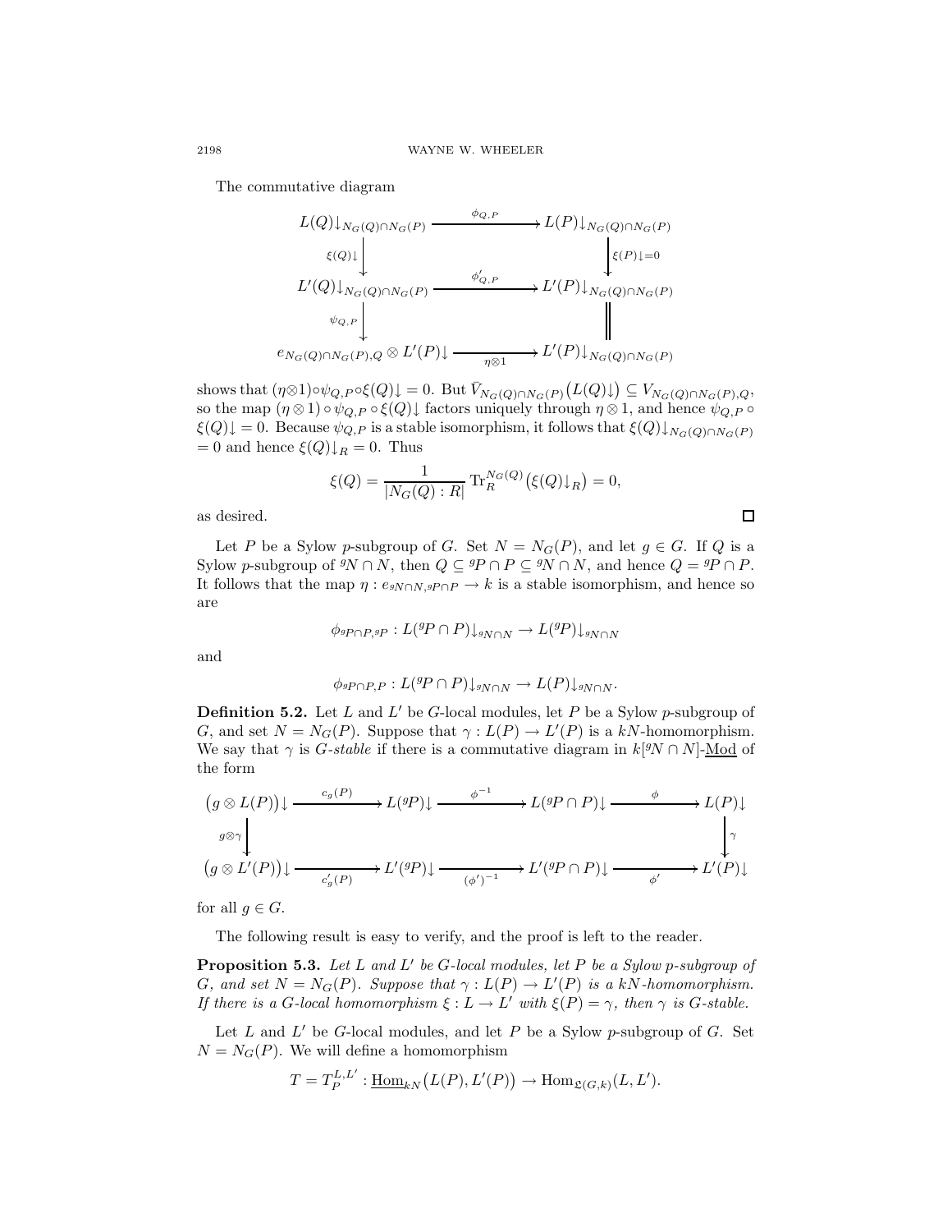The commutative diagram

$$\begin{array}{ccc}
L(Q)\!\downarrow_{N_G(Q)\cap N_G(P)} & \xrightarrow{\phi_{Q,P}} & L(P)\!\downarrow_{N_G(Q)\cap N_G(P)} \\
\Big\downarrow{\scriptstyle \xi(Q)\downarrow} & & \Big\downarrow{\scriptstyle \xi(P)\downarrow = 0} \\
L'(Q)\!\downarrow_{N_G(Q)\cap N_G(P)} & \xrightarrow{\phi'_{Q,P}} & L'(P)\!\downarrow_{N_G(Q)\cap N_G(P)} \\
\Big\downarrow{\scriptstyle \psi_{Q,P}} & & \Big\| \\
e_{N_G(Q)\cap N_G(P),Q} \otimes L'(P)\!\downarrow & \xrightarrow[\eta\otimes 1]{} & L'(P)\!\downarrow_{N_G(Q)\cap N_G(P)}
\end{array}$$

shows that $(\eta\otimes 1)\circ\psi_{Q,P}\circ\xi(Q)\!\downarrow = 0$. But $\bar{V}_{N_G(Q)\cap N_G(P)}\big(L(Q)\!\downarrow\big) \subseteq V_{N_G(Q)\cap N_G(P),Q}$, so the map $(\eta\otimes 1)\circ\psi_{Q,P}\circ\xi(Q)\!\downarrow$ factors uniquely through $\eta\otimes 1$, and hence $\psi_{Q,P}\circ\xi(Q)\!\downarrow = 0$. Because $\psi_{Q,P}$ is a stable isomorphism, it follows that $\xi(Q)\!\downarrow_{N_G(Q)\cap N_G(P)} = 0$ and hence $\xi(Q)\!\downarrow_R = 0$. Thus

$$\xi(Q) = \frac{1}{|N_G(Q) : R|}\,\mathrm{Tr}_R^{N_G(Q)}\big(\xi(Q)\!\downarrow_R\big) = 0,$$

as desired. $\square$

Let $P$ be a Sylow $p$-subgroup of $G$. Set $N = N_G(P)$, and let $g \in G$. If $Q$ is a Sylow $p$-subgroup of ${}^gN \cap N$, then $Q \subseteq {}^gP \cap P \subseteq {}^gN \cap N$, and hence $Q = {}^gP \cap P$. It follows that the map $\eta : e_{{}^gN\cap N,\,{}^gP\cap P} \to k$ is a stable isomorphism, and hence so are

$$\phi_{{}^gP\cap P,\,{}^gP} : L({}^gP\cap P)\!\downarrow_{{}^gN\cap N} \to L({}^gP)\!\downarrow_{{}^gN\cap N}$$

and

$$\phi_{{}^gP\cap P,\,P} : L({}^gP\cap P)\!\downarrow_{{}^gN\cap N} \to L(P)\!\downarrow_{{}^gN\cap N}.$$

**Definition 5.2.** Let $L$ and $L'$ be $G$-local modules, let $P$ be a Sylow $p$-subgroup of $G$, and set $N = N_G(P)$. Suppose that $\gamma : L(P) \to L'(P)$ is a $kN$-homomorphism. We say that $\gamma$ is *$G$-stable* if there is a commutative diagram in $k[{}^gN\cap N]$-$\underline{\mathrm{Mod}}$ of the form

$$\begin{array}{ccccccc}
\big(g\otimes L(P)\big)\!\downarrow & \xrightarrow{c_g(P)} & L({}^gP)\!\downarrow & \xrightarrow{\phi^{-1}} & L({}^gP\cap P)\!\downarrow & \xrightarrow{\phi} & L(P)\!\downarrow \\
\Big\downarrow{\scriptstyle g\otimes\gamma} & & & & & & \Big\downarrow{\scriptstyle \gamma} \\
\big(g\otimes L'(P)\big)\!\downarrow & \xrightarrow[c'_g(P)]{} & L'({}^gP)\!\downarrow & \xrightarrow[(\phi')^{-1}]{} & L'({}^gP\cap P)\!\downarrow & \xrightarrow[\phi']{} & L'(P)\!\downarrow
\end{array}$$

for all $g \in G$.

The following result is easy to verify, and the proof is left to the reader.

**Proposition 5.3.** *Let $L$ and $L'$ be $G$-local modules, let $P$ be a Sylow $p$-subgroup of $G$, and set $N = N_G(P)$. Suppose that $\gamma : L(P) \to L'(P)$ is a $kN$-homomorphism. If there is a $G$-local homomorphism $\xi : L \to L'$ with $\xi(P) = \gamma$, then $\gamma$ is $G$-stable.*

Let $L$ and $L'$ be $G$-local modules, and let $P$ be a Sylow $p$-subgroup of $G$. Set $N = N_G(P)$. We will define a homomorphism

$$T = T_P^{L,L'} : \underline{\mathrm{Hom}}_{kN}\big(L(P), L'(P)\big) \to \mathrm{Hom}_{\mathfrak{L}(G,k)}(L, L').$$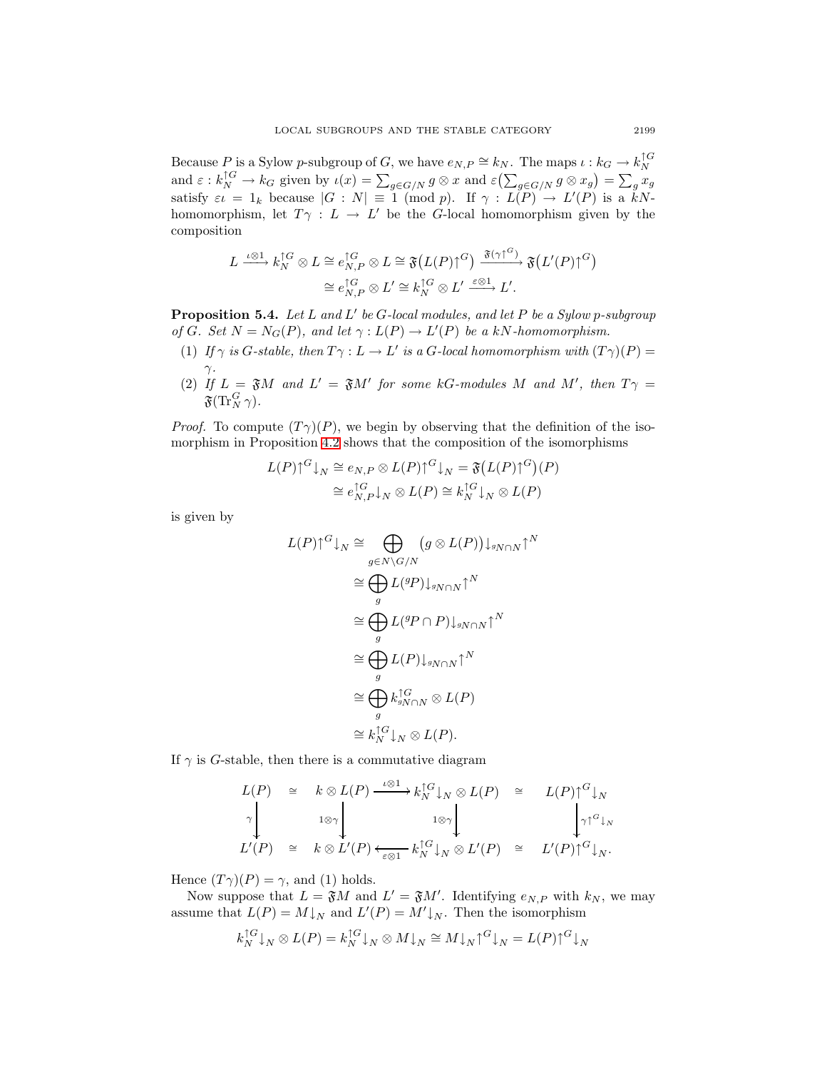Because $P$ is a Sylow $p$-subgroup of $G$, we have $e_{N,P} \cong k_N$. The maps $\iota : k_G \to k_N^{\uparrow G}$ and $\varepsilon : k_N^{\uparrow G} \to k_G$ given by $\iota(x) = \sum_{g \in G/N} g \otimes x$ and $\varepsilon\big(\sum_{g\in G/N} g \otimes x_g\big) = \sum_g x_g$ satisfy $\varepsilon\iota = 1_k$ because $|G : N| \equiv 1 \pmod p$. If $\gamma : L(P) \to L'(P)$ is a $kN$-homomorphism, let $T\gamma : L \to L'$ be the $G$-local homomorphism given by the composition

$$
\begin{aligned}
L \xrightarrow{\iota\otimes 1} k_N^{\uparrow G} \otimes L \cong e_{N,P}^{\uparrow G} \otimes L \cong \mathfrak{F}\big(L(P)\!\uparrow^G\big) &\xrightarrow{\mathfrak{F}(\gamma\uparrow^G)} \mathfrak{F}\big(L'(P)\!\uparrow^G\big) \\
&\cong e_{N,P}^{\uparrow G} \otimes L' \cong k_N^{\uparrow G} \otimes L' \xrightarrow{\varepsilon\otimes 1} L'.
\end{aligned}
$$

**Proposition 5.4.** *Let $L$ and $L'$ be $G$-local modules, and let $P$ be a Sylow $p$-subgroup of $G$. Set $N = N_G(P)$, and let $\gamma : L(P) \to L'(P)$ be a $kN$-homomorphism.*

1. *If $\gamma$ is $G$-stable, then $T\gamma : L \to L'$ is a $G$-local homomorphism with $(T\gamma)(P) = \gamma$.*
2. *If $L = \mathfrak{F}M$ and $L' = \mathfrak{F}M'$ for some $kG$-modules $M$ and $M'$, then $T\gamma = \mathfrak{F}(\operatorname{Tr}_N^G \gamma)$.*

*Proof.* To compute $(T\gamma)(P)$, we begin by observing that the definition of the isomorphism in Proposition 4.2 shows that the composition of the isomorphisms

$$
\begin{aligned}
L(P)\!\uparrow^G\!\downarrow_N \cong e_{N,P} \otimes L(P)\!\uparrow^G\!\downarrow_N &= \mathfrak{F}\big(L(P)\!\uparrow^G\big)(P) \\
&\cong e_{N,P}^{\uparrow G}\!\downarrow_N \otimes L(P) \cong k_N^{\uparrow G}\!\downarrow_N \otimes L(P)
\end{aligned}
$$

is given by

$$
\begin{aligned}
L(P)\!\uparrow^G\!\downarrow_N &\cong \bigoplus_{g \in N\backslash G/N} \big(g \otimes L(P)\big)\!\downarrow_{{}^gN\cap N}\!\uparrow^N \\
&\cong \bigoplus_g L({}^gP)\!\downarrow_{{}^gN\cap N}\!\uparrow^N \\
&\cong \bigoplus_g L({}^gP \cap P)\!\downarrow_{{}^gN\cap N}\!\uparrow^N \\
&\cong \bigoplus_g L(P)\!\downarrow_{{}^gN\cap N}\!\uparrow^N \\
&\cong \bigoplus_g k_{{}^gN\cap N}^{\uparrow G} \otimes L(P) \\
&\cong k_N^{\uparrow G}\!\downarrow_N \otimes L(P).
\end{aligned}
$$

If $\gamma$ is $G$-stable, then there is a commutative diagram

$$
\begin{array}{ccccccc}
L(P) & \cong & k \otimes L(P) & \xrightarrow{\iota\otimes 1} & k_N^{\uparrow G}\!\downarrow_N \otimes L(P) & \cong & L(P)\!\uparrow^G\!\downarrow_N \\
\Big\downarrow{\scriptstyle \gamma} & & \Big\downarrow{\scriptstyle 1\otimes\gamma} & & \Big\downarrow{\scriptstyle 1\otimes\gamma} & & \Big\downarrow{\scriptstyle \gamma\uparrow^G\downarrow_N} \\
L'(P) & \cong & k \otimes L'(P) & \xleftarrow[\varepsilon\otimes 1]{} & k_N^{\uparrow G}\!\downarrow_N \otimes L'(P) & \cong & L'(P)\!\uparrow^G\!\downarrow_N.
\end{array}
$$

Hence $(T\gamma)(P) = \gamma$, and (1) holds.

Now suppose that $L = \mathfrak{F}M$ and $L' = \mathfrak{F}M'$. Identifying $e_{N,P}$ with $k_N$, we may assume that $L(P) = M\!\downarrow_N$ and $L'(P) = M'\!\downarrow_N$. Then the isomorphism

$$
k_N^{\uparrow G}\!\downarrow_N \otimes L(P) = k_N^{\uparrow G}\!\downarrow_N \otimes M\!\downarrow_N \cong M\!\downarrow_N\!\uparrow^G\!\downarrow_N = L(P)\!\uparrow^G\!\downarrow_N
$$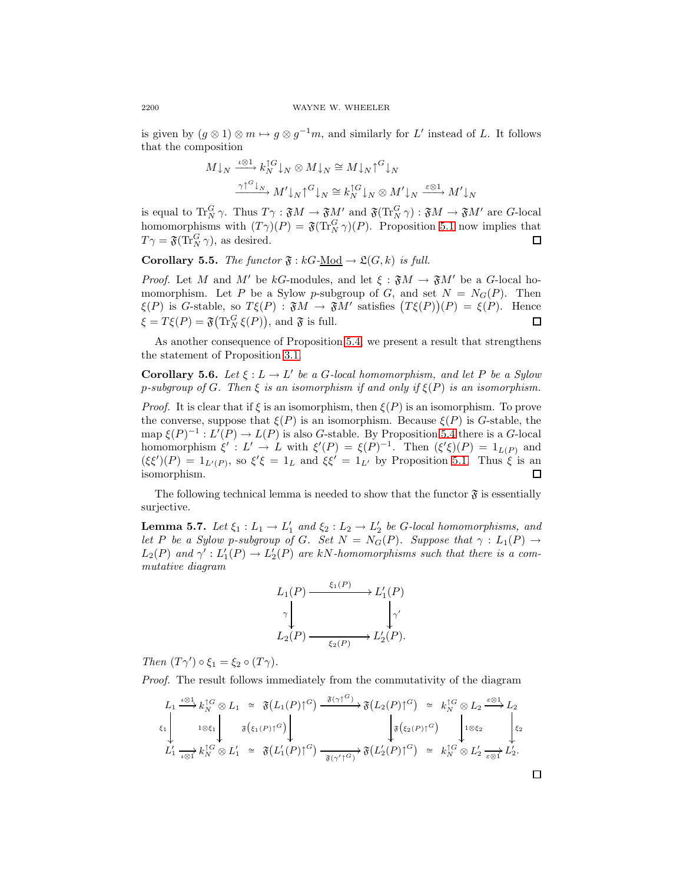is given by $(g \otimes 1) \otimes m \mapsto g \otimes g^{-1}m$, and similarly for $L'$ instead of $L$. It follows that the composition

$$
\begin{aligned}
M{\downarrow_N} &\xrightarrow{\iota\otimes 1} k_N^{\uparrow G}{\downarrow_N} \otimes M{\downarrow_N} \cong M{\downarrow_N}{\uparrow^G}{\downarrow_N} \\
&\xrightarrow{\gamma{\uparrow^G}{\downarrow_N}} M'{\downarrow_N}{\uparrow^G}{\downarrow_N} \cong k_N^{\uparrow G}{\downarrow_N} \otimes M'{\downarrow_N} \xrightarrow{\varepsilon\otimes 1} M'{\downarrow_N}
\end{aligned}
$$

is equal to $\mathrm{Tr}_N^G\,\gamma$. Thus $T\gamma : \mathfrak{F}M \to \mathfrak{F}M'$ and $\mathfrak{F}(\mathrm{Tr}_N^G\,\gamma) : \mathfrak{F}M \to \mathfrak{F}M'$ are $G$-local homomorphisms with $(T\gamma)(P) = \mathfrak{F}(\mathrm{Tr}_N^G\,\gamma)(P)$. Proposition 5.1 now implies that $T\gamma = \mathfrak{F}(\mathrm{Tr}_N^G\,\gamma)$, as desired. □

**Corollary 5.5.** *The functor $\mathfrak{F} : kG\text{-}\underline{\mathrm{Mod}} \to \mathfrak{L}(G,k)$ is full.*

*Proof.* Let $M$ and $M'$ be $kG$-modules, and let $\xi : \mathfrak{F}M \to \mathfrak{F}M'$ be a $G$-local homomorphism. Let $P$ be a Sylow $p$-subgroup of $G$, and set $N = N_G(P)$. Then $\xi(P)$ is $G$-stable, so $T\xi(P) : \mathfrak{F}M \to \mathfrak{F}M'$ satisfies $\big(T\xi(P)\big)(P) = \xi(P)$. Hence $\xi = T\xi(P) = \mathfrak{F}\big(\mathrm{Tr}_N^G\,\xi(P)\big)$, and $\mathfrak{F}$ is full. □

As another consequence of Proposition 5.4, we present a result that strengthens the statement of Proposition 3.1.

**Corollary 5.6.** *Let $\xi : L \to L'$ be a $G$-local homomorphism, and let $P$ be a Sylow $p$-subgroup of $G$. Then $\xi$ is an isomorphism if and only if $\xi(P)$ is an isomorphism.*

*Proof.* It is clear that if $\xi$ is an isomorphism, then $\xi(P)$ is an isomorphism. To prove the converse, suppose that $\xi(P)$ is an isomorphism. Because $\xi(P)$ is $G$-stable, the map $\xi(P)^{-1} : L'(P) \to L(P)$ is also $G$-stable. By Proposition 5.4 there is a $G$-local homomorphism $\xi' : L' \to L$ with $\xi'(P) = \xi(P)^{-1}$. Then $(\xi'\xi)(P) = 1_{L(P)}$ and $(\xi\xi')(P) = 1_{L'(P)}$, so $\xi'\xi = 1_L$ and $\xi\xi' = 1_{L'}$ by Proposition 5.1. Thus $\xi$ is an isomorphism. □

The following technical lemma is needed to show that the functor $\mathfrak{F}$ is essentially surjective.

**Lemma 5.7.** *Let $\xi_1 : L_1 \to L'_1$ and $\xi_2 : L_2 \to L'_2$ be $G$-local homomorphisms, and let $P$ be a Sylow $p$-subgroup of $G$. Set $N = N_G(P)$. Suppose that $\gamma : L_1(P) \to L_2(P)$ and $\gamma' : L'_1(P) \to L'_2(P)$ are $kN$-homomorphisms such that there is a commutative diagram*

$$
\begin{array}{ccc}
L_1(P) & \xrightarrow{\xi_1(P)} & L'_1(P) \\
\gamma \downarrow & & \downarrow \gamma' \\
L_2(P) & \xrightarrow{\xi_2(P)} & L'_2(P).
\end{array}
$$

*Then $(T\gamma') \circ \xi_1 = \xi_2 \circ (T\gamma)$.*

*Proof.* The result follows immediately from the commutativity of the diagram

$$
\begin{array}{ccccccccccc}
L_1 & \xrightarrow{\iota\otimes 1} & k_N^{\uparrow G} \otimes L_1 & \simeq & \mathfrak{F}\big(L_1(P){\uparrow^G}\big) & \xrightarrow{\mathfrak{F}(\gamma{\uparrow^G})} & \mathfrak{F}\big(L_2(P){\uparrow^G}\big) & \simeq & k_N^{\uparrow G} \otimes L_2 & \xrightarrow{\varepsilon\otimes 1} & L_2 \\
\xi_1 \downarrow & & \downarrow 1\otimes\xi_1 & & \downarrow \mathfrak{F}\big(\xi_1(P){\uparrow^G}\big) & & \downarrow \mathfrak{F}\big(\xi_2(P){\uparrow^G}\big) & & \downarrow 1\otimes\xi_2 & & \downarrow \xi_2 \\
L'_1 & \xrightarrow{\iota\otimes 1} & k_N^{\uparrow G} \otimes L'_1 & \simeq & \mathfrak{F}\big(L'_1(P){\uparrow^G}\big) & \xrightarrow{\mathfrak{F}(\gamma'{\uparrow^G})} & \mathfrak{F}\big(L'_2(P){\uparrow^G}\big) & \simeq & k_N^{\uparrow G} \otimes L'_2 & \xrightarrow{\varepsilon\otimes 1} & L'_2.
\end{array}
$$

□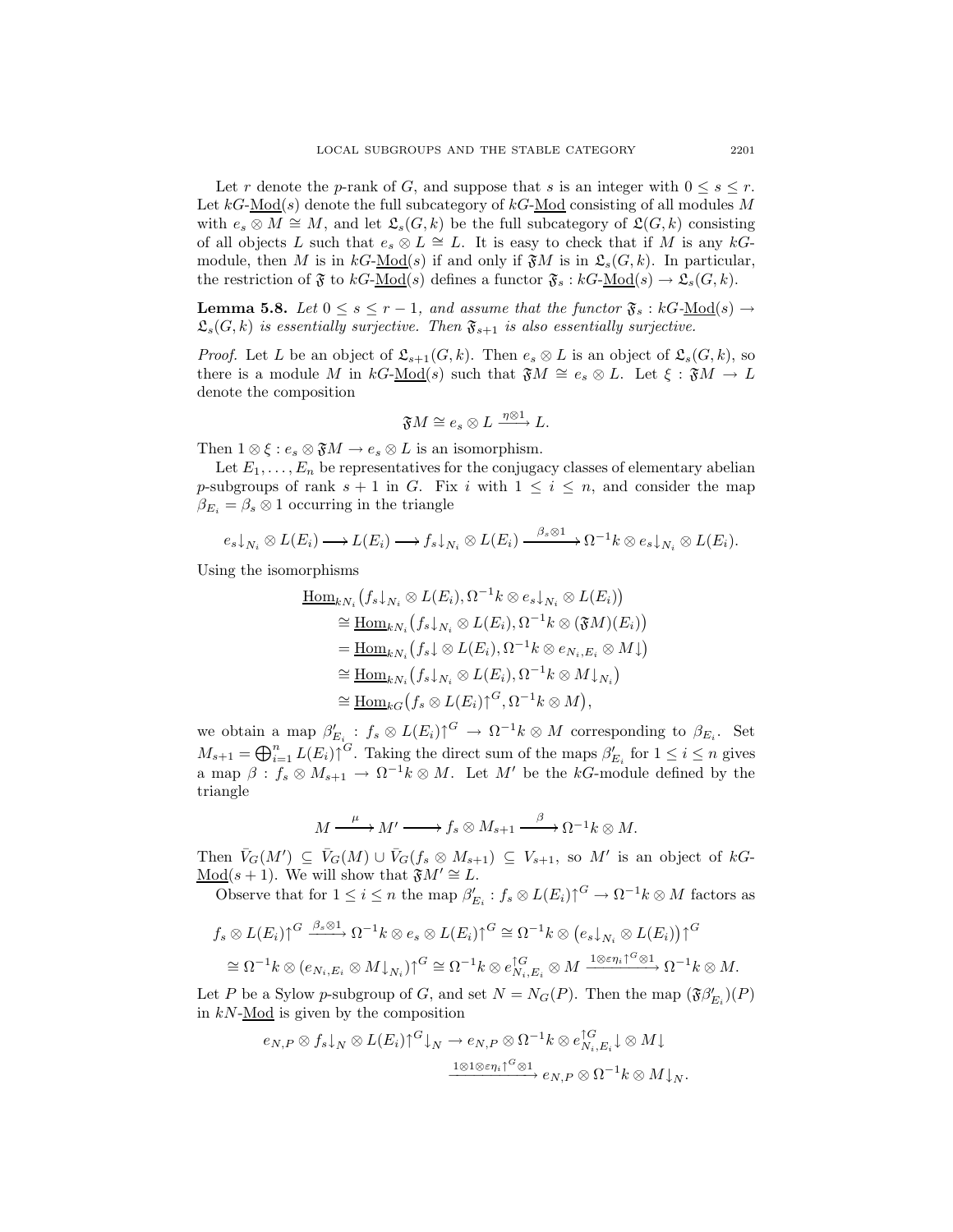Let $r$ denote the $p$-rank of $G$, and suppose that $s$ is an integer with $0 \le s \le r$. Let $kG$-$\underline{\mathrm{Mod}}(s)$ denote the full subcategory of $kG$-$\underline{\mathrm{Mod}}$ consisting of all modules $M$ with $e_s \otimes M \cong M$, and let $\mathfrak{L}_s(G,k)$ be the full subcategory of $\mathfrak{L}(G,k)$ consisting of all objects $L$ such that $e_s \otimes L \cong L$. It is easy to check that if $M$ is any $kG$-module, then $M$ is in $kG$-$\underline{\mathrm{Mod}}(s)$ if and only if $\mathfrak{F}M$ is in $\mathfrak{L}_s(G,k)$. In particular, the restriction of $\mathfrak{F}$ to $kG$-$\underline{\mathrm{Mod}}(s)$ defines a functor $\mathfrak{F}_s : kG\text{-}\underline{\mathrm{Mod}}(s) \to \mathfrak{L}_s(G,k)$.

**Lemma 5.8.** *Let $0 \le s \le r-1$, and assume that the functor $\mathfrak{F}_s : kG\text{-}\underline{\mathrm{Mod}}(s) \to \mathfrak{L}_s(G,k)$ is essentially surjective. Then $\mathfrak{F}_{s+1}$ is also essentially surjective.*

*Proof.* Let $L$ be an object of $\mathfrak{L}_{s+1}(G,k)$. Then $e_s \otimes L$ is an object of $\mathfrak{L}_s(G,k)$, so there is a module $M$ in $kG$-$\underline{\mathrm{Mod}}(s)$ such that $\mathfrak{F}M \cong e_s \otimes L$. Let $\xi : \mathfrak{F}M \to L$ denote the composition

$$\mathfrak{F}M \cong e_s \otimes L \xrightarrow{\eta \otimes 1} L.$$

Then $1 \otimes \xi : e_s \otimes \mathfrak{F}M \to e_s \otimes L$ is an isomorphism.

Let $E_1, \dots, E_n$ be representatives for the conjugacy classes of elementary abelian $p$-subgroups of rank $s+1$ in $G$. Fix $i$ with $1 \le i \le n$, and consider the map $\beta_{E_i} = \beta_s \otimes 1$ occurring in the triangle

$$e_s{\downarrow_{N_i}} \otimes L(E_i) \longrightarrow L(E_i) \longrightarrow f_s{\downarrow_{N_i}} \otimes L(E_i) \xrightarrow{\beta_s \otimes 1} \Omega^{-1}k \otimes e_s{\downarrow_{N_i}} \otimes L(E_i).$$

Using the isomorphisms

$$\begin{aligned}
&\underline{\mathrm{Hom}}_{kN_i}\big(f_s{\downarrow_{N_i}} \otimes L(E_i), \Omega^{-1}k \otimes e_s{\downarrow_{N_i}} \otimes L(E_i)\big) \\
&\quad\cong \underline{\mathrm{Hom}}_{kN_i}\big(f_s{\downarrow_{N_i}} \otimes L(E_i), \Omega^{-1}k \otimes (\mathfrak{F}M)(E_i)\big) \\
&\quad= \underline{\mathrm{Hom}}_{kN_i}\big(f_s{\downarrow} \otimes L(E_i), \Omega^{-1}k \otimes e_{N_i,E_i} \otimes M{\downarrow}\big) \\
&\quad\cong \underline{\mathrm{Hom}}_{kN_i}\big(f_s{\downarrow_{N_i}} \otimes L(E_i), \Omega^{-1}k \otimes M{\downarrow_{N_i}}\big) \\
&\quad\cong \underline{\mathrm{Hom}}_{kG}\big(f_s \otimes L(E_i){\uparrow^G}, \Omega^{-1}k \otimes M\big),
\end{aligned}$$

we obtain a map $\beta'_{E_i} : f_s \otimes L(E_i){\uparrow^G} \to \Omega^{-1}k \otimes M$ corresponding to $\beta_{E_i}$. Set $M_{s+1} = \bigoplus_{i=1}^n L(E_i){\uparrow^G}$. Taking the direct sum of the maps $\beta'_{E_i}$ for $1 \le i \le n$ gives a map $\beta : f_s \otimes M_{s+1} \to \Omega^{-1}k \otimes M$. Let $M'$ be the $kG$-module defined by the triangle

$$M \xrightarrow{\mu} M' \longrightarrow f_s \otimes M_{s+1} \xrightarrow{\beta} \Omega^{-1}k \otimes M.$$

Then $\bar{V}_G(M') \subseteq \bar{V}_G(M) \cup \bar{V}_G(f_s \otimes M_{s+1}) \subseteq V_{s+1}$, so $M'$ is an object of $kG$-$\underline{\mathrm{Mod}}(s+1)$. We will show that $\mathfrak{F}M' \cong L$.

Observe that for $1 \le i \le n$ the map $\beta'_{E_i} : f_s \otimes L(E_i){\uparrow^G} \to \Omega^{-1}k \otimes M$ factors as

$$\begin{aligned}
f_s \otimes L(E_i){\uparrow^G} &\xrightarrow{\beta_s \otimes 1} \Omega^{-1}k \otimes e_s \otimes L(E_i){\uparrow^G} \cong \Omega^{-1}k \otimes \big(e_s{\downarrow_{N_i}} \otimes L(E_i)\big){\uparrow^G} \\
&\cong \Omega^{-1}k \otimes (e_{N_i,E_i} \otimes M{\downarrow_{N_i}}){\uparrow^G} \cong \Omega^{-1}k \otimes e^{\uparrow G}_{N_i,E_i} \otimes M \xrightarrow{1 \otimes \varepsilon\eta_i{\uparrow^G} \otimes 1} \Omega^{-1}k \otimes M.
\end{aligned}$$

Let $P$ be a Sylow $p$-subgroup of $G$, and set $N = N_G(P)$. Then the map $(\mathfrak{F}\beta'_{E_i})(P)$ in $kN$-$\underline{\mathrm{Mod}}$ is given by the composition

$$\begin{aligned}
e_{N,P} \otimes f_s{\downarrow_N} \otimes L(E_i){\uparrow^G}{\downarrow_N} &\to e_{N,P} \otimes \Omega^{-1}k \otimes e^{\uparrow G}_{N_i,E_i}{\downarrow} \otimes M{\downarrow} \\
&\xrightarrow{1 \otimes 1 \otimes \varepsilon\eta_i{\uparrow^G} \otimes 1} e_{N,P} \otimes \Omega^{-1}k \otimes M{\downarrow_N}.
\end{aligned}$$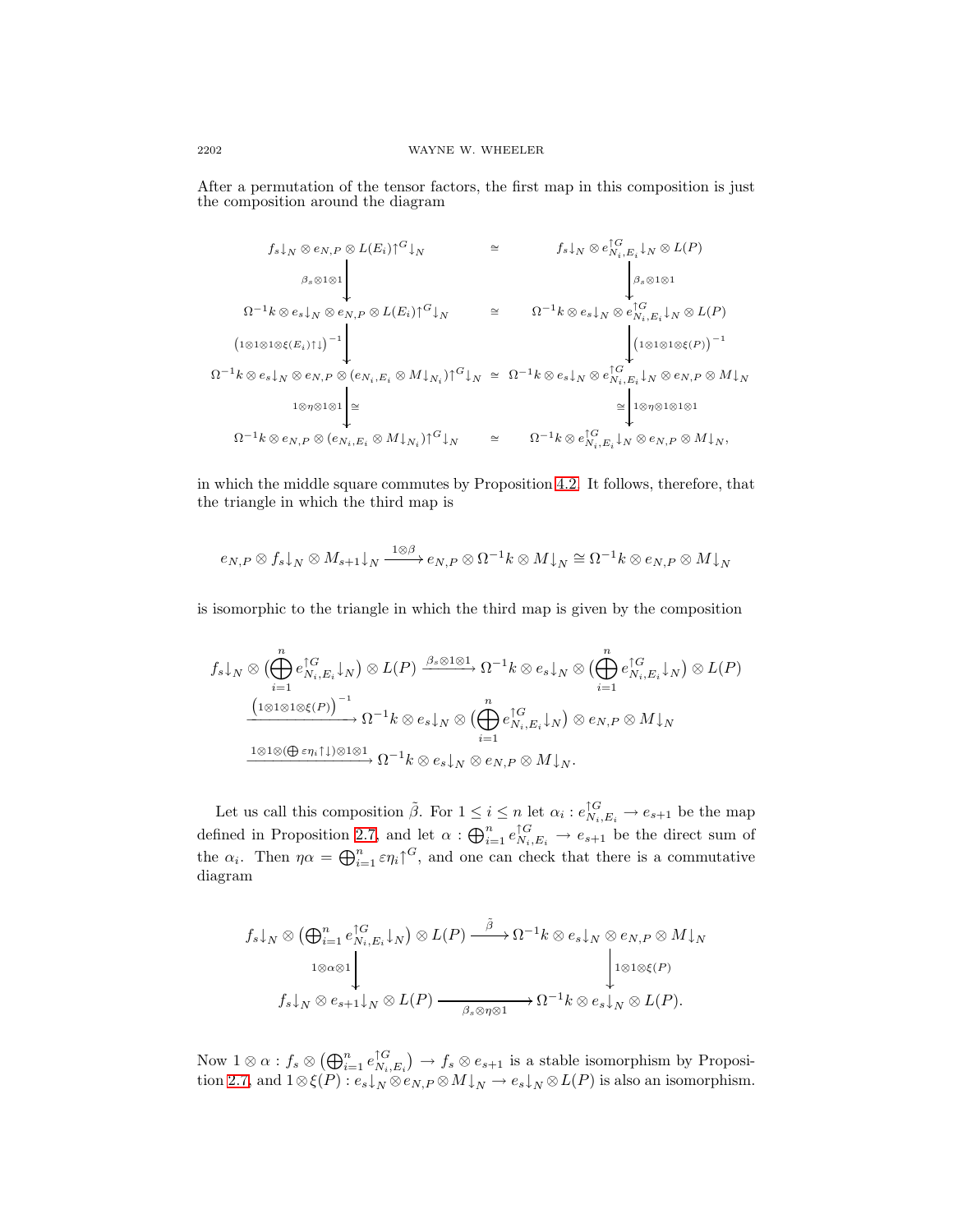After a permutation of the tensor factors, the first map in this composition is just the composition around the diagram

$$
\begin{array}{ccc}
f_s{\downarrow_N} \otimes e_{N,P} \otimes L(E_i){\uparrow^G}{\downarrow_N} & \cong & f_s{\downarrow_N} \otimes e^{\uparrow G}_{N_i,E_i}{\downarrow_N} \otimes L(P) \\
\Big\downarrow {\scriptstyle \beta_s \otimes 1 \otimes 1} & & \Big\downarrow {\scriptstyle \beta_s \otimes 1 \otimes 1} \\
\Omega^{-1}k \otimes e_s{\downarrow_N} \otimes e_{N,P} \otimes L(E_i){\uparrow^G}{\downarrow_N} & \cong & \Omega^{-1}k \otimes e_s{\downarrow_N} \otimes e^{\uparrow G}_{N_i,E_i}{\downarrow_N} \otimes L(P) \\
\Big\downarrow {\scriptstyle \left(1\otimes 1 \otimes 1 \otimes \xi(E_i)\uparrow\downarrow\right)^{-1}} & & \Big\downarrow {\scriptstyle \left(1\otimes 1\otimes 1 \otimes \xi(P)\right)^{-1}} \\
\Omega^{-1}k \otimes e_s{\downarrow_N} \otimes e_{N,P} \otimes (e_{N_i,E_i} \otimes M{\downarrow_{N_i}}){\uparrow^G}{\downarrow_N} & \cong & \Omega^{-1}k \otimes e_s{\downarrow_N} \otimes e^{\uparrow G}_{N_i,E_i}{\downarrow_N} \otimes e_{N,P} \otimes M{\downarrow_N} \\
\Big\downarrow {\scriptstyle 1 \otimes \eta \otimes 1 \otimes 1}\ \cong & & \cong\ \Big\downarrow {\scriptstyle 1\otimes \eta \otimes 1 \otimes 1 \otimes 1} \\
\Omega^{-1}k \otimes e_{N,P} \otimes (e_{N_i,E_i} \otimes M{\downarrow_{N_i}}){\uparrow^G}{\downarrow_N} & \cong & \Omega^{-1}k \otimes e^{\uparrow G}_{N_i,E_i}{\downarrow_N} \otimes e_{N,P} \otimes M{\downarrow_N},
\end{array}
$$

in which the middle square commutes by Proposition 4.2. It follows, therefore, that the triangle in which the third map is

$$
e_{N,P} \otimes f_s{\downarrow_N} \otimes M_{s+1}{\downarrow_N} \xrightarrow{1 \otimes \beta} e_{N,P} \otimes \Omega^{-1}k \otimes M{\downarrow_N} \cong \Omega^{-1}k \otimes e_{N,P} \otimes M{\downarrow_N}
$$

is isomorphic to the triangle in which the third map is given by the composition

$$
\begin{aligned}
f_s{\downarrow_N} \otimes \Big(\bigoplus_{i=1}^n e^{\uparrow G}_{N_i,E_i}{\downarrow_N}\Big) \otimes L(P) &\xrightarrow{\beta_s \otimes 1 \otimes 1} \Omega^{-1}k \otimes e_s{\downarrow_N} \otimes \Big(\bigoplus_{i=1}^n e^{\uparrow G}_{N_i,E_i}{\downarrow_N}\Big) \otimes L(P) \\
&\xrightarrow{\left(1 \otimes 1 \otimes 1 \otimes \xi(P)\right)^{-1}} \Omega^{-1}k \otimes e_s{\downarrow_N} \otimes \Big(\bigoplus_{i=1}^n e^{\uparrow G}_{N_i,E_i}{\downarrow_N}\Big) \otimes e_{N,P} \otimes M{\downarrow_N} \\
&\xrightarrow{1 \otimes 1 \otimes (\bigoplus \varepsilon\eta_i \uparrow\downarrow) \otimes 1 \otimes 1} \Omega^{-1}k \otimes e_s{\downarrow_N} \otimes e_{N,P} \otimes M{\downarrow_N}.
\end{aligned}
$$

Let us call this composition $\tilde{\beta}$. For $1 \le i \le n$ let $\alpha_i : e^{\uparrow G}_{N_i,E_i} \to e_{s+1}$ be the map defined in Proposition 2.7, and let $\alpha : \bigoplus_{i=1}^n e^{\uparrow G}_{N_i,E_i} \to e_{s+1}$ be the direct sum of the $\alpha_i$. Then $\eta\alpha = \bigoplus_{i=1}^n \varepsilon\eta_i{\uparrow^G}$, and one can check that there is a commutative diagram

$$
\begin{array}{ccc}
f_s{\downarrow_N} \otimes \left(\bigoplus_{i=1}^n e^{\uparrow G}_{N_i,E_i}{\downarrow_N}\right) \otimes L(P) & \xrightarrow{\tilde{\beta}} & \Omega^{-1}k \otimes e_s{\downarrow_N} \otimes e_{N,P} \otimes M{\downarrow_N} \\
\Big\downarrow {\scriptstyle 1 \otimes \alpha \otimes 1} & & \Big\downarrow {\scriptstyle 1 \otimes 1 \otimes \xi(P)} \\
f_s{\downarrow_N} \otimes e_{s+1}{\downarrow_N} \otimes L(P) & \xrightarrow[\beta_s \otimes \eta \otimes 1]{} & \Omega^{-1}k \otimes e_s{\downarrow_N} \otimes L(P).
\end{array}
$$

Now $1 \otimes \alpha : f_s \otimes \left(\bigoplus_{i=1}^n e^{\uparrow G}_{N_i,E_i}\right) \to f_s \otimes e_{s+1}$ is a stable isomorphism by Proposition 2.7, and $1 \otimes \xi(P) : e_s{\downarrow_N} \otimes e_{N,P} \otimes M{\downarrow_N} \to e_s{\downarrow_N} \otimes L(P)$ is also an isomorphism.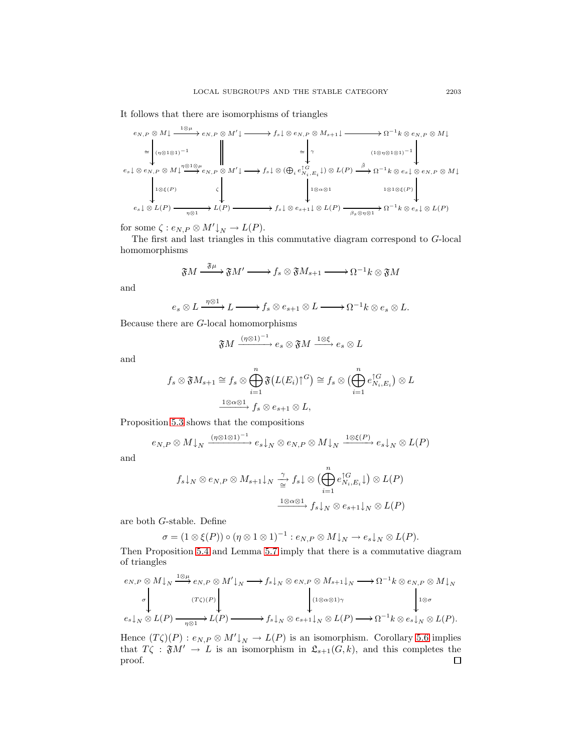It follows that there are isomorphisms of triangles

$$
\begin{array}{ccccccc}
e_{N,P} \otimes M{\downarrow} & \xrightarrow{1\otimes\mu} & e_{N,P} \otimes M'{\downarrow} & \longrightarrow & f_s{\downarrow} \otimes e_{N,P} \otimes M_{s+1}{\downarrow} & \longrightarrow & \Omega^{-1}k \otimes e_{N,P} \otimes M{\downarrow} \\
\cong \big\downarrow (\eta\otimes 1\otimes 1)^{-1} & & \big\| & & \cong \big\downarrow \gamma & & \big\downarrow (1\otimes\eta\otimes 1\otimes 1)^{-1} \\
e_s{\downarrow} \otimes e_{N,P} \otimes M{\downarrow} & \xrightarrow{\eta\otimes 1\otimes\mu} & e_{N,P} \otimes M'{\downarrow} & \longrightarrow & f_s{\downarrow} \otimes (\bigoplus_i e^{\uparrow G}_{N_i,E_i}{\downarrow}) \otimes L(P) & \xrightarrow{\beta} & \Omega^{-1}k \otimes e_s{\downarrow} \otimes e_{N,P} \otimes M{\downarrow} \\
\big\downarrow 1\otimes\xi(P) & & \big\downarrow \zeta & & \big\downarrow 1\otimes\alpha\otimes 1 & & \big\downarrow 1\otimes 1\otimes\xi(P) \\
e_s{\downarrow} \otimes L(P) & \xrightarrow[\eta\otimes 1]{} & L(P) & \longrightarrow & f_s{\downarrow} \otimes e_{s+1}{\downarrow} \otimes L(P) & \xrightarrow[\beta_s\otimes\eta\otimes 1]{} & \Omega^{-1}k \otimes e_s{\downarrow} \otimes L(P)
\end{array}
$$

for some $\zeta : e_{N,P} \otimes M'{\downarrow}_N \to L(P)$.

The first and last triangles in this commutative diagram correspond to $G$-local homomorphisms

$$\mathfrak{F}M \xrightarrow{\mathfrak{F}\mu} \mathfrak{F}M' \longrightarrow f_s \otimes \mathfrak{F}M_{s+1} \longrightarrow \Omega^{-1}k \otimes \mathfrak{F}M$$

and

$$e_s \otimes L \xrightarrow{\eta\otimes 1} L \longrightarrow f_s \otimes e_{s+1} \otimes L \longrightarrow \Omega^{-1}k \otimes e_s \otimes L.$$

Because there are $G$-local homomorphisms

$$\mathfrak{F}M \xrightarrow{(\eta\otimes 1)^{-1}} e_s \otimes \mathfrak{F}M \xrightarrow{1\otimes\xi} e_s \otimes L$$

and

$$f_s \otimes \mathfrak{F}M_{s+1} \cong f_s \otimes \bigoplus_{i=1}^{n} \mathfrak{F}\big(L(E_i)\uparrow^G\big) \cong f_s \otimes \big(\bigoplus_{i=1}^{n} e^{\uparrow G}_{N_i,E_i}\big) \otimes L$$
$$\xrightarrow{1\otimes\alpha\otimes 1} f_s \otimes e_{s+1} \otimes L,$$

Proposition 5.3 shows that the compositions

$$e_{N,P} \otimes M{\downarrow}_N \xrightarrow{(\eta\otimes 1\otimes 1)^{-1}} e_s{\downarrow}_N \otimes e_{N,P} \otimes M{\downarrow}_N \xrightarrow{1\otimes\xi(P)} e_s{\downarrow}_N \otimes L(P)$$

and

$$f_s{\downarrow}_N \otimes e_{N,P} \otimes M_{s+1}{\downarrow}_N \xrightarrow[\cong]{\gamma} f_s{\downarrow} \otimes \big(\bigoplus_{i=1}^{n} e^{\uparrow G}_{N_i,E_i}{\downarrow}\big) \otimes L(P)$$
$$\xrightarrow{1\otimes\alpha\otimes 1} f_s{\downarrow}_N \otimes e_{s+1}{\downarrow}_N \otimes L(P)$$

are both $G$-stable. Define

$$\sigma = (1\otimes\xi(P)) \circ (\eta\otimes 1\otimes 1)^{-1} : e_{N,P} \otimes M{\downarrow}_N \to e_s{\downarrow}_N \otimes L(P).$$

Then Proposition 5.4 and Lemma 5.7 imply that there is a commutative diagram of triangles

$$
\begin{array}{ccccccc}
e_{N,P} \otimes M{\downarrow}_N & \xrightarrow{1\otimes\mu} & e_{N,P} \otimes M'{\downarrow}_N & \longrightarrow & f_s{\downarrow}_N \otimes e_{N,P} \otimes M_{s+1}{\downarrow}_N & \longrightarrow & \Omega^{-1}k \otimes e_{N,P} \otimes M{\downarrow}_N \\
\sigma \big\downarrow & & \big\downarrow (T\zeta)(P) & & \big\downarrow (1\otimes\alpha\otimes 1)\gamma & & \big\downarrow 1\otimes\sigma \\
e_s{\downarrow}_N \otimes L(P) & \xrightarrow[\eta\otimes 1]{} & L(P) & \longrightarrow & f_s{\downarrow}_N \otimes e_{s+1}{\downarrow}_N \otimes L(P) & \longrightarrow & \Omega^{-1}k \otimes e_s{\downarrow}_N \otimes L(P).
\end{array}
$$

Hence $(T\zeta)(P) : e_{N,P} \otimes M'{\downarrow}_N \to L(P)$ is an isomorphism. Corollary 5.6 implies that $T\zeta : \mathfrak{F}M' \to L$ is an isomorphism in $\mathfrak{L}_{s+1}(G,k)$, and this completes the proof. ∎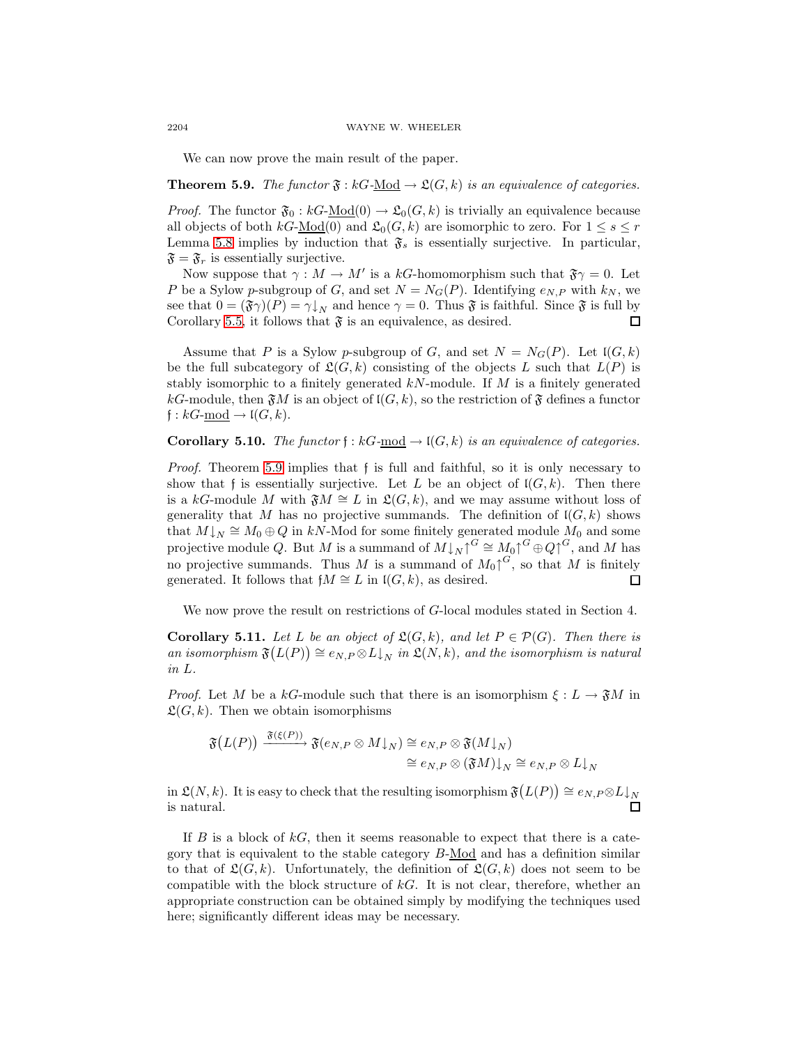We can now prove the main result of the paper.

**Theorem 5.9.** *The functor $\mathfrak{F} : kG\text{-}\underline{\text{Mod}} \to \mathfrak{L}(G,k)$ is an equivalence of categories.*

*Proof.* The functor $\mathfrak{F}_0 : kG\text{-}\underline{\text{Mod}}(0) \to \mathfrak{L}_0(G,k)$ is trivially an equivalence because all objects of both $kG\text{-}\underline{\text{Mod}}(0)$ and $\mathfrak{L}_0(G,k)$ are isomorphic to zero. For $1 \le s \le r$ Lemma 5.8 implies by induction that $\mathfrak{F}_s$ is essentially surjective. In particular, $\mathfrak{F} = \mathfrak{F}_r$ is essentially surjective.

Now suppose that $\gamma : M \to M'$ is a $kG$-homomorphism such that $\mathfrak{F}\gamma = 0$. Let $P$ be a Sylow $p$-subgroup of $G$, and set $N = N_G(P)$. Identifying $e_{N,P}$ with $k_N$, we see that $0 = (\mathfrak{F}\gamma)(P) = \gamma{\downarrow_N}$ and hence $\gamma = 0$. Thus $\mathfrak{F}$ is faithful. Since $\mathfrak{F}$ is full by Corollary 5.5, it follows that $\mathfrak{F}$ is an equivalence, as desired. ∎

Assume that $P$ is a Sylow $p$-subgroup of $G$, and set $N = N_G(P)$. Let $\mathfrak{l}(G,k)$ be the full subcategory of $\mathfrak{L}(G,k)$ consisting of the objects $L$ such that $L(P)$ is stably isomorphic to a finitely generated $kN$-module. If $M$ is a finitely generated $kG$-module, then $\mathfrak{F}M$ is an object of $\mathfrak{l}(G,k)$, so the restriction of $\mathfrak{F}$ defines a functor $\mathfrak{f} : kG\text{-}\underline{\text{mod}} \to \mathfrak{l}(G,k)$.

**Corollary 5.10.** *The functor $\mathfrak{f} : kG\text{-}\underline{\text{mod}} \to \mathfrak{l}(G,k)$ is an equivalence of categories.*

*Proof.* Theorem 5.9 implies that $\mathfrak{f}$ is full and faithful, so it is only necessary to show that $\mathfrak{f}$ is essentially surjective. Let $L$ be an object of $\mathfrak{l}(G,k)$. Then there is a $kG$-module $M$ with $\mathfrak{F}M \cong L$ in $\mathfrak{L}(G,k)$, and we may assume without loss of generality that $M$ has no projective summands. The definition of $\mathfrak{l}(G,k)$ shows that $M{\downarrow_N} \cong M_0 \oplus Q$ in $kN$-Mod for some finitely generated module $M_0$ and some projective module $Q$. But $M$ is a summand of $M{\downarrow_N}{\uparrow^G} \cong M_0{\uparrow^G} \oplus Q{\uparrow^G}$, and $M$ has no projective summands. Thus $M$ is a summand of $M_0{\uparrow^G}$, so that $M$ is finitely generated. It follows that $\mathfrak{f}M \cong L$ in $\mathfrak{l}(G,k)$, as desired. ∎

We now prove the result on restrictions of $G$-local modules stated in Section 4.

**Corollary 5.11.** *Let $L$ be an object of $\mathfrak{L}(G,k)$, and let $P \in \mathcal{P}(G)$. Then there is an isomorphism $\mathfrak{F}\big(L(P)\big) \cong e_{N,P} \otimes L{\downarrow_N}$ in $\mathfrak{L}(N,k)$, and the isomorphism is natural in $L$.*

*Proof.* Let $M$ be a $kG$-module such that there is an isomorphism $\xi : L \to \mathfrak{F}M$ in $\mathfrak{L}(G,k)$. Then we obtain isomorphisms

$$
\begin{aligned}
\mathfrak{F}\big(L(P)\big) \xrightarrow{\mathfrak{F}(\xi(P))} \mathfrak{F}(e_{N,P} \otimes M{\downarrow_N}) &\cong e_{N,P} \otimes \mathfrak{F}(M{\downarrow_N}) \\
&\cong e_{N,P} \otimes (\mathfrak{F}M){\downarrow_N} \cong e_{N,P} \otimes L{\downarrow_N}
\end{aligned}
$$

in $\mathfrak{L}(N,k)$. It is easy to check that the resulting isomorphism $\mathfrak{F}\big(L(P)\big) \cong e_{N,P} \otimes L{\downarrow_N}$ is natural. ∎

If $B$ is a block of $kG$, then it seems reasonable to expect that there is a category that is equivalent to the stable category $B$-$\underline{\text{Mod}}$ and has a definition similar to that of $\mathfrak{L}(G,k)$. Unfortunately, the definition of $\mathfrak{L}(G,k)$ does not seem to be compatible with the block structure of $kG$. It is not clear, therefore, whether an appropriate construction can be obtained simply by modifying the techniques used here; significantly different ideas may be necessary.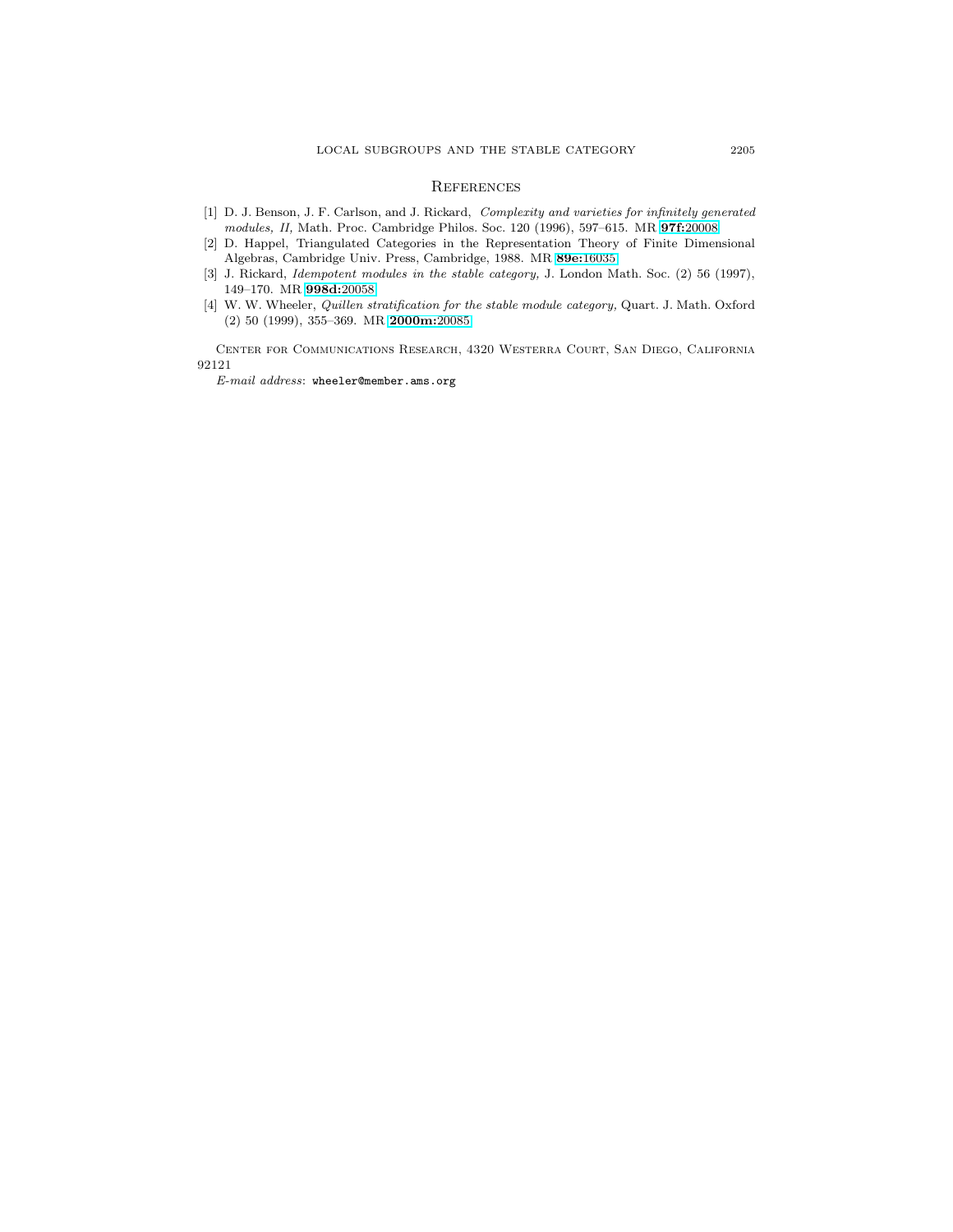## References

[1] D. J. Benson, J. F. Carlson, and J. Rickard, *Complexity and varieties for infinitely generated modules, II,* Math. Proc. Cambridge Philos. Soc. 120 (1996), 597–615. MR **97f:**20008

[2] D. Happel, Triangulated Categories in the Representation Theory of Finite Dimensional Algebras, Cambridge Univ. Press, Cambridge, 1988. MR **89e:**16035

[3] J. Rickard, *Idempotent modules in the stable category,* J. London Math. Soc. (2) 56 (1997), 149–170. MR **998d:**20058

[4] W. W. Wheeler, *Quillen stratification for the stable module category,* Quart. J. Math. Oxford (2) 50 (1999), 355–369. MR **2000m:**20085

Center for Communications Research, 4320 Westerra Court, San Diego, California 92121

*E-mail address*: `wheeler@member.ams.org`